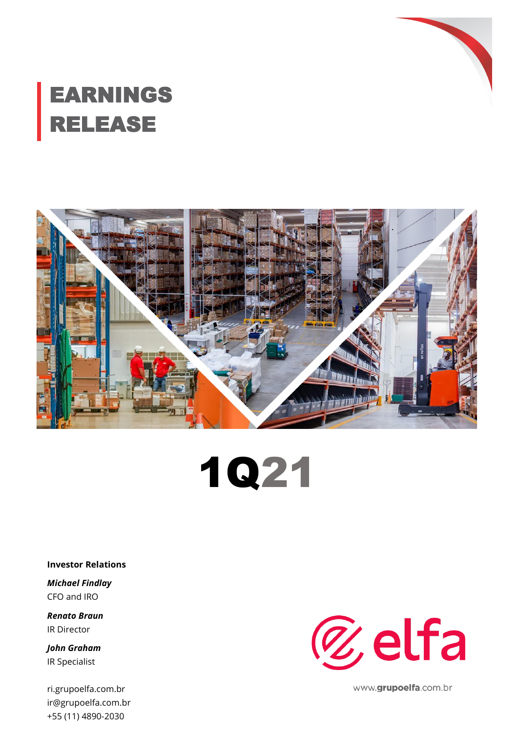# EARNINGS RELEASE

# 1Q21

**Investor Relations**

***Michael Findlay***
CFO and IRO

***Renato Braun***
IR Director

***John Graham***
IR Specialist

ri.grupoelfa.com.br
ir@grupoelfa.com.br
+55 (11) 4890-2030

elfa

www.grupoelfa.com.br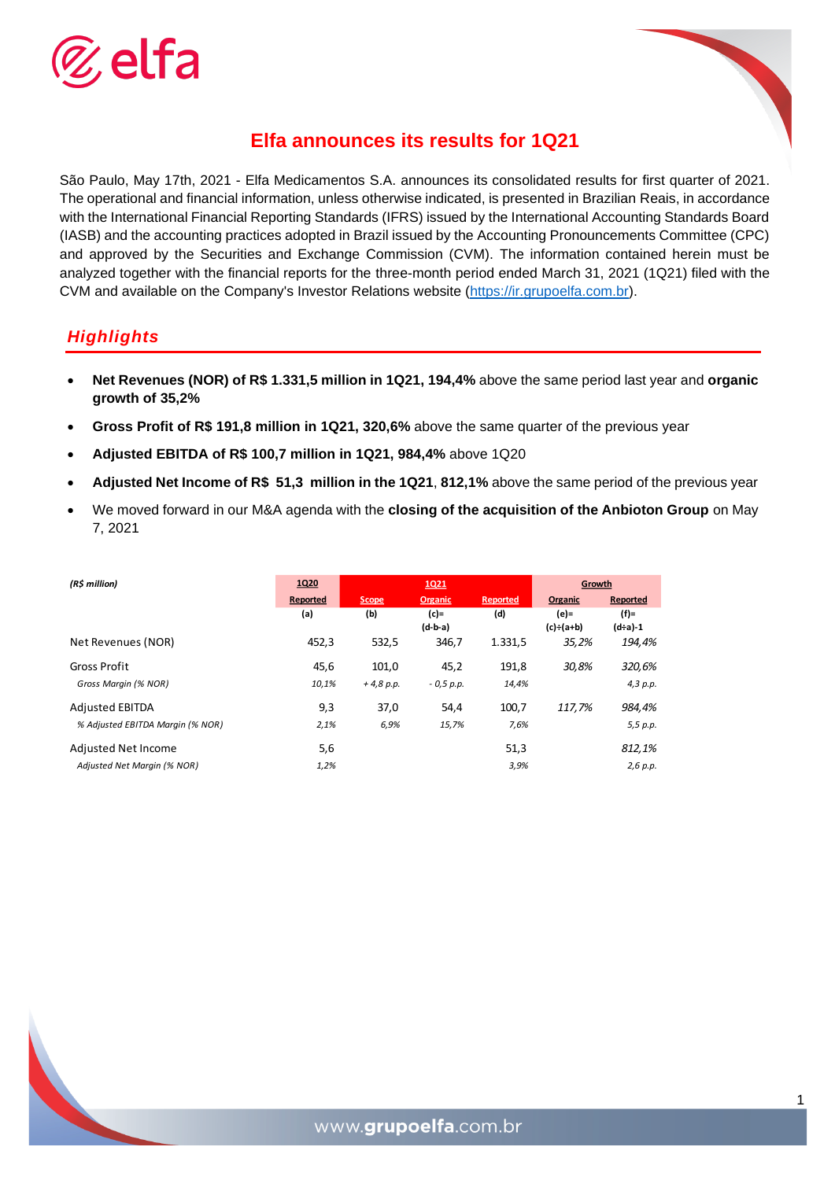# Elfa announces its results for 1Q21

São Paulo, May 17th, 2021 - Elfa Medicamentos S.A. announces its consolidated results for first quarter of 2021. The operational and financial information, unless otherwise indicated, is presented in Brazilian Reais, in accordance with the International Financial Reporting Standards (IFRS) issued by the International Accounting Standards Board (IASB) and the accounting practices adopted in Brazil issued by the Accounting Pronouncements Committee (CPC) and approved by the Securities and Exchange Commission (CVM). The information contained herein must be analyzed together with the financial reports for the three-month period ended March 31, 2021 (1Q21) filed with the CVM and available on the Company's Investor Relations website (https://ir.grupoelfa.com.br).

## *Highlights*

- **Net Revenues (NOR) of R$ 1.331,5 million in 1Q21, 194,4%** above the same period last year and **organic growth of 35,2%**
- **Gross Profit of R$ 191,8 million in 1Q21, 320,6%** above the same quarter of the previous year
- **Adjusted EBITDA of R$ 100,7 million in 1Q21, 984,4%** above 1Q20
- **Adjusted Net Income of R$ 51,3 million in the 1Q21**, **812,1%** above the same period of the previous year
- We moved forward in our M&A agenda with the **closing of the acquisition of the Anbioton Group** on May 7, 2021

| *(R$ million)* | 1Q20 | 1Q21 | | | Growth | |
|---|---|---|---|---|---|---|
| | Reported | Scope | Organic | Reported | Organic | Reported |
| | (a) | (b) | (c)= (d-b-a) | (d) | (e)= (c)÷(a+b) | (f)= (d÷a)-1 |
| Net Revenues (NOR) | 452,3 | 532,5 | 346,7 | 1.331,5 | *35,2%* | *194,4%* |
| Gross Profit | 45,6 | 101,0 | 45,2 | 191,8 | *30,8%* | *320,6%* |
| *Gross Margin (% NOR)* | *10,1%* | *+ 4,8 p.p.* | *- 0,5 p.p.* | *14,4%* | | *4,3 p.p.* |
| Adjusted EBITDA | 9,3 | 37,0 | 54,4 | 100,7 | *117,7%* | *984,4%* |
| *% Adjusted EBITDA Margin (% NOR)* | *2,1%* | *6,9%* | *15,7%* | *7,6%* | | *5,5 p.p.* |
| Adjusted Net Income | 5,6 | | | 51,3 | | *812,1%* |
| *Adjusted Net Margin (% NOR)* | *1,2%* | | | *3,9%* | | *2,6 p.p.* |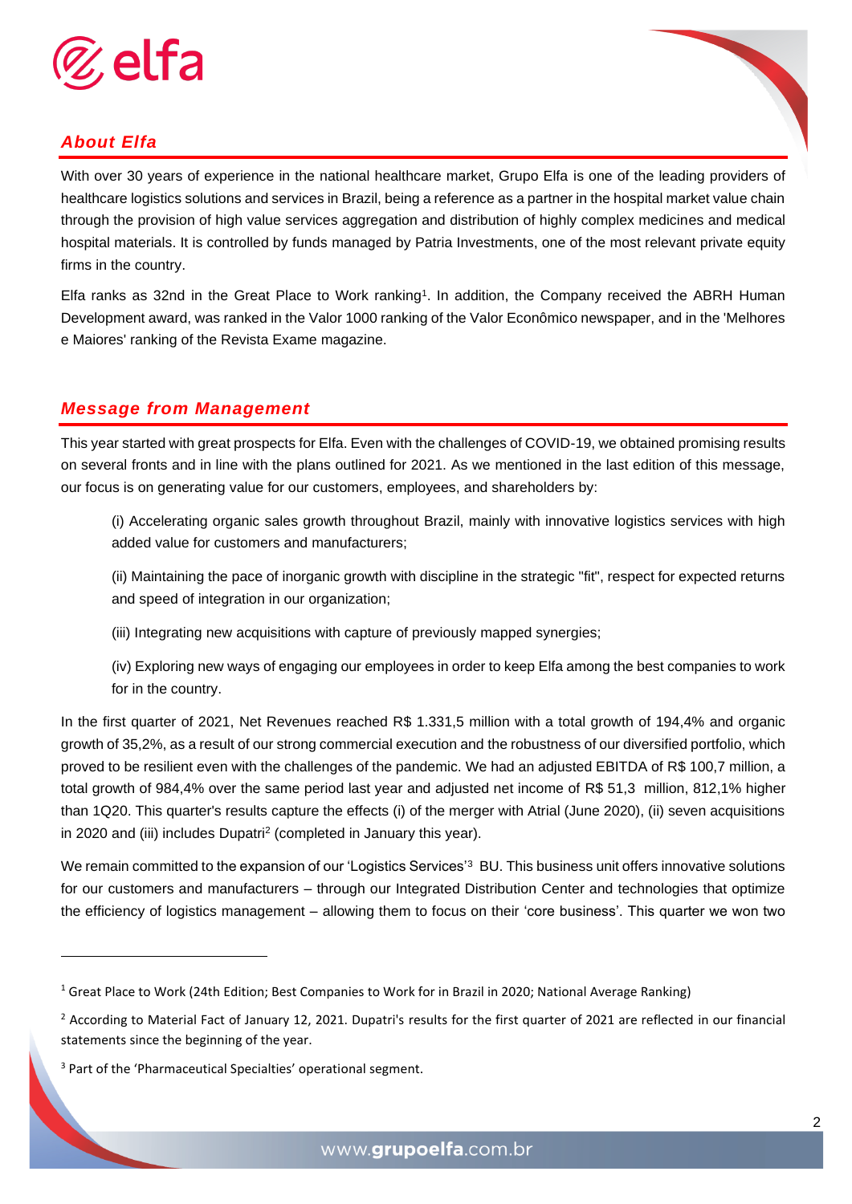## *About Elfa*

With over 30 years of experience in the national healthcare market, Grupo Elfa is one of the leading providers of healthcare logistics solutions and services in Brazil, being a reference as a partner in the hospital market value chain through the provision of high value services aggregation and distribution of highly complex medicines and medical hospital materials. It is controlled by funds managed by Patria Investments, one of the most relevant private equity firms in the country.

Elfa ranks as 32nd in the Great Place to Work ranking[1]. In addition, the Company received the ABRH Human Development award, was ranked in the Valor 1000 ranking of the Valor Econômico newspaper, and in the 'Melhores e Maiores' ranking of the Revista Exame magazine.

## *Message from Management*

This year started with great prospects for Elfa. Even with the challenges of COVID-19, we obtained promising results on several fronts and in line with the plans outlined for 2021. As we mentioned in the last edition of this message, our focus is on generating value for our customers, employees, and shareholders by:

(i) Accelerating organic sales growth throughout Brazil, mainly with innovative logistics services with high added value for customers and manufacturers;

(ii) Maintaining the pace of inorganic growth with discipline in the strategic "fit", respect for expected returns and speed of integration in our organization;

(iii) Integrating new acquisitions with capture of previously mapped synergies;

(iv) Exploring new ways of engaging our employees in order to keep Elfa among the best companies to work for in the country.

In the first quarter of 2021, Net Revenues reached R$ 1.331,5 million with a total growth of 194,4% and organic growth of 35,2%, as a result of our strong commercial execution and the robustness of our diversified portfolio, which proved to be resilient even with the challenges of the pandemic. We had an adjusted EBITDA of R$ 100,7 million, a total growth of 984,4% over the same period last year and adjusted net income of R$ 51,3 million, 812,1% higher than 1Q20. This quarter's results capture the effects (i) of the merger with Atrial (June 2020), (ii) seven acquisitions in 2020 and (iii) includes Dupatri[2] (completed in January this year).

We remain committed to the expansion of our 'Logistics Services'[3] BU. This business unit offers innovative solutions for our customers and manufacturers – through our Integrated Distribution Center and technologies that optimize the efficiency of logistics management – allowing them to focus on their 'core business'. This quarter we won two

---

[1] Great Place to Work (24th Edition; Best Companies to Work for in Brazil in 2020; National Average Ranking)

[2] According to Material Fact of January 12, 2021. Dupatri's results for the first quarter of 2021 are reflected in our financial statements since the beginning of the year.

[3] Part of the 'Pharmaceutical Specialties' operational segment.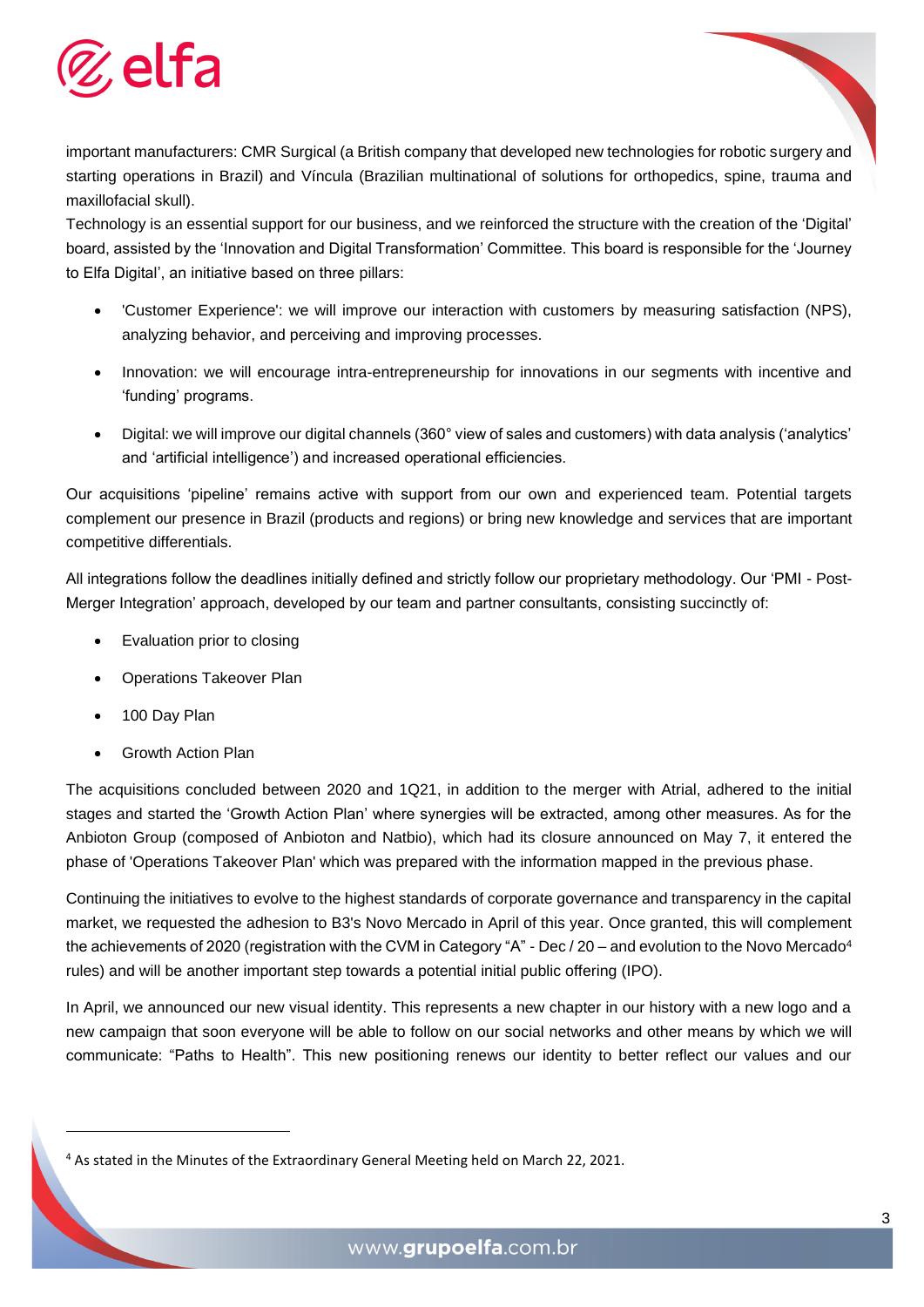important manufacturers: CMR Surgical (a British company that developed new technologies for robotic surgery and starting operations in Brazil) and Víncula (Brazilian multinational of solutions for orthopedics, spine, trauma and maxillofacial skull).

Technology is an essential support for our business, and we reinforced the structure with the creation of the 'Digital' board, assisted by the 'Innovation and Digital Transformation' Committee. This board is responsible for the 'Journey to Elfa Digital', an initiative based on three pillars:

- 'Customer Experience': we will improve our interaction with customers by measuring satisfaction (NPS), analyzing behavior, and perceiving and improving processes.
- Innovation: we will encourage intra-entrepreneurship for innovations in our segments with incentive and 'funding' programs.
- Digital: we will improve our digital channels (360° view of sales and customers) with data analysis ('analytics' and 'artificial intelligence') and increased operational efficiencies.

Our acquisitions 'pipeline' remains active with support from our own and experienced team. Potential targets complement our presence in Brazil (products and regions) or bring new knowledge and services that are important competitive differentials.

All integrations follow the deadlines initially defined and strictly follow our proprietary methodology. Our 'PMI - Post-Merger Integration' approach, developed by our team and partner consultants, consisting succinctly of:

- Evaluation prior to closing
- Operations Takeover Plan
- 100 Day Plan
- Growth Action Plan

The acquisitions concluded between 2020 and 1Q21, in addition to the merger with Atrial, adhered to the initial stages and started the 'Growth Action Plan' where synergies will be extracted, among other measures. As for the Anbioton Group (composed of Anbioton and Natbio), which had its closure announced on May 7, it entered the phase of 'Operations Takeover Plan' which was prepared with the information mapped in the previous phase.

Continuing the initiatives to evolve to the highest standards of corporate governance and transparency in the capital market, we requested the adhesion to B3's Novo Mercado in April of this year. Once granted, this will complement the achievements of 2020 (registration with the CVM in Category "A" - Dec / 20 – and evolution to the Novo Mercado[4] rules) and will be another important step towards a potential initial public offering (IPO).

In April, we announced our new visual identity. This represents a new chapter in our history with a new logo and a new campaign that soon everyone will be able to follow on our social networks and other means by which we will communicate: "Paths to Health". This new positioning renews our identity to better reflect our values and our

[4] As stated in the Minutes of the Extraordinary General Meeting held on March 22, 2021.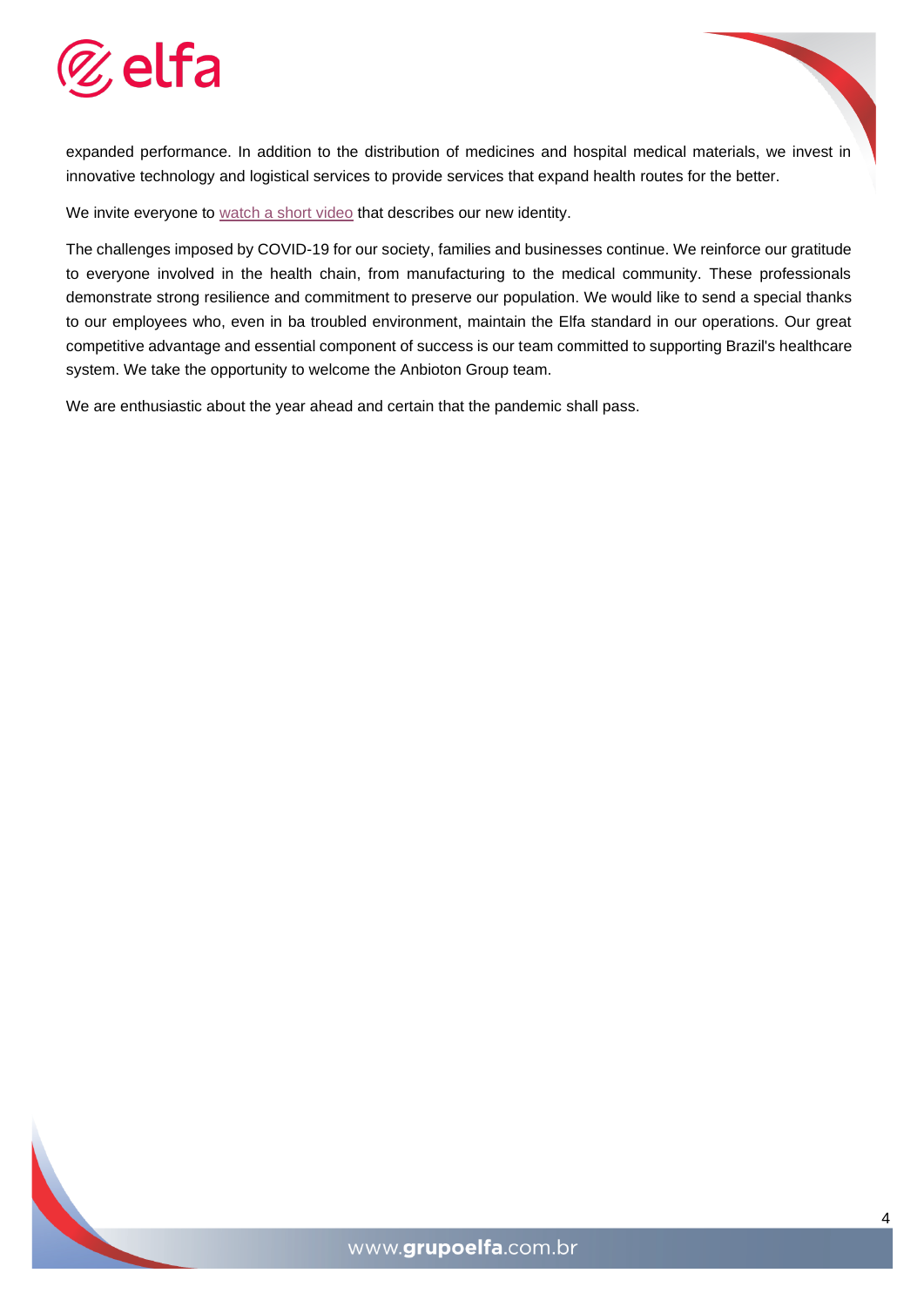expanded performance. In addition to the distribution of medicines and hospital medical materials, we invest in innovative technology and logistical services to provide services that expand health routes for the better.

We invite everyone to watch a short video that describes our new identity.

The challenges imposed by COVID-19 for our society, families and businesses continue. We reinforce our gratitude to everyone involved in the health chain, from manufacturing to the medical community. These professionals demonstrate strong resilience and commitment to preserve our population. We would like to send a special thanks to our employees who, even in ba troubled environment, maintain the Elfa standard in our operations. Our great competitive advantage and essential component of success is our team committed to supporting Brazil's healthcare system. We take the opportunity to welcome the Anbioton Group team.

We are enthusiastic about the year ahead and certain that the pandemic shall pass.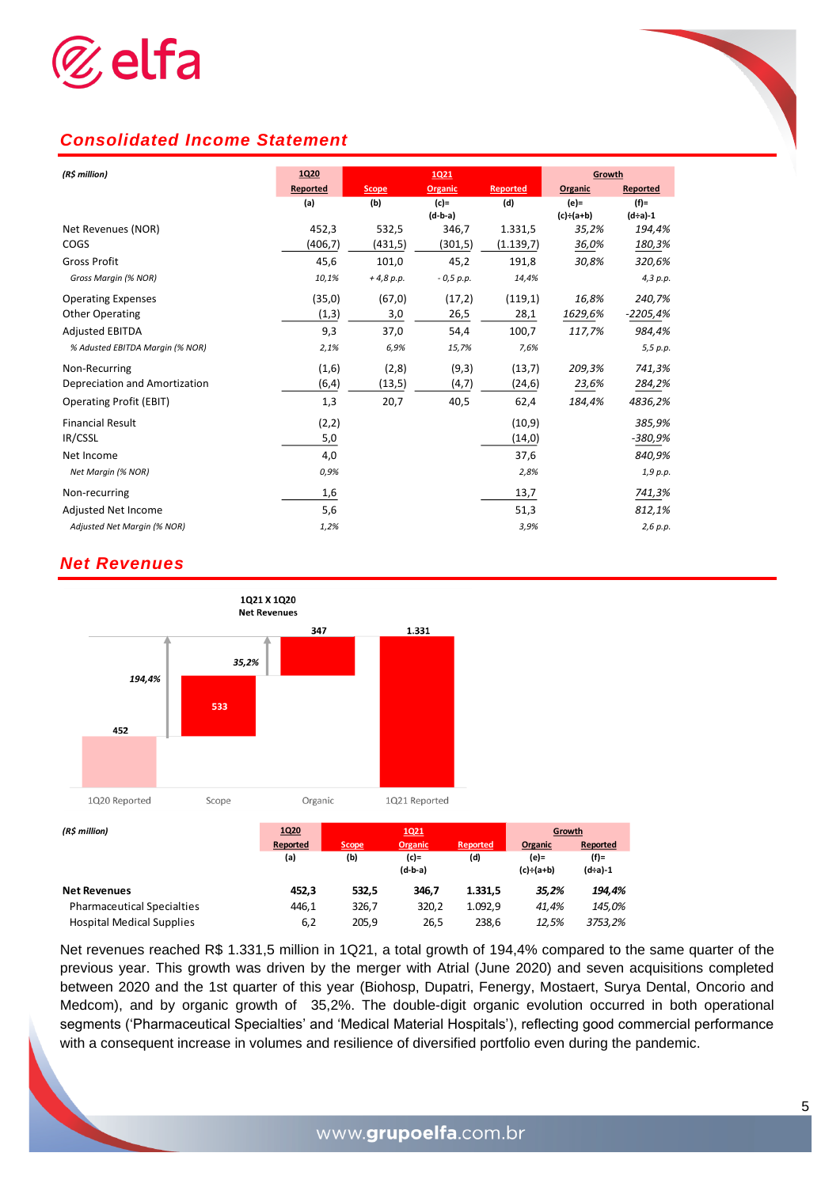## Consolidated Income Statement

| (R$ million) | 1Q20 | 1Q21 | | | Growth | |
|---|---|---|---|---|---|---|
| | Reported | Scope | Organic | Reported | Organic | Reported |
| | (a) | (b) | (c)= (d-b-a) | (d) | (e)= (c)÷(a+b) | (f)= (d÷a)-1 |
| Net Revenues (NOR) | 452,3 | 532,5 | 346,7 | 1.331,5 | 35,2% | 194,4% |
| COGS | (406,7) | (431,5) | (301,5) | (1.139,7) | 36,0% | 180,3% |
| Gross Profit | 45,6 | 101,0 | 45,2 | 191,8 | 30,8% | 320,6% |
| *Gross Margin (% NOR)* | *10,1%* | *+ 4,8 p.p.* | *- 0,5 p.p.* | *14,4%* | | *4,3 p.p.* |
| Operating Expenses | (35,0) | (67,0) | (17,2) | (119,1) | 16,8% | 240,7% |
| Other Operating | (1,3) | 3,0 | 26,5 | 28,1 | 1629,6% | -2205,4% |
| Adjusted EBITDA | 9,3 | 37,0 | 54,4 | 100,7 | 117,7% | 984,4% |
| *% Adusted EBITDA Margin (% NOR)* | *2,1%* | *6,9%* | *15,7%* | *7,6%* | | *5,5 p.p.* |
| Non-Recurring | (1,6) | (2,8) | (9,3) | (13,7) | 209,3% | 741,3% |
| Depreciation and Amortization | (6,4) | (13,5) | (4,7) | (24,6) | 23,6% | 284,2% |
| Operating Profit (EBIT) | 1,3 | 20,7 | 40,5 | 62,4 | 184,4% | 4836,2% |
| Financial Result | (2,2) | | | (10,9) | | 385,9% |
| IR/CSSL | 5,0 | | | (14,0) | | -380,9% |
| Net Income | 4,0 | | | 37,6 | | 840,9% |
| *Net Margin (% NOR)* | *0,9%* | | | *2,8%* | | *1,9 p.p.* |
| Non-recurring | 1,6 | | | 13,7 | | 741,3% |
| Adjusted Net Income | 5,6 | | | 51,3 | | 812,1% |
| *Adjusted Net Margin (% NOR)* | *1,2%* | | | *3,9%* | | *2,6 p.p.* |

## Net Revenues

**1Q21 X 1Q20**
**Net Revenues**

| | 1Q20 Reported | Scope | Organic | 1Q21 Reported |
|---|---|---|---|---|
| Value | 452 | 533 | 347 | 1.331 |
| Growth | | 194,4% | 35,2% | |

| (R$ million) | 1Q20 | 1Q21 | | | Growth | |
|---|---|---|---|---|---|---|
| | Reported | Scope | Organic | Reported | Organic | Reported |
| | (a) | (b) | (c)= (d-b-a) | (d) | (e)= (c)÷(a+b) | (f)= (d÷a)-1 |
| **Net Revenues** | **452,3** | **532,5** | **346,7** | **1.331,5** | ***35,2%*** | ***194,4%*** |
| Pharmaceutical Specialties | 446,1 | 326,7 | 320,2 | 1.092,9 | 41,4% | 145,0% |
| Hospital Medical Supplies | 6,2 | 205,9 | 26,5 | 238,6 | 12,5% | 3753,2% |

Net revenues reached R$ 1.331,5 million in 1Q21, a total growth of 194,4% compared to the same quarter of the previous year. This growth was driven by the merger with Atrial (June 2020) and seven acquisitions completed between 2020 and the 1st quarter of this year (Biohosp, Dupatri, Fenergy, Mostaert, Surya Dental, Oncorio and Medcom), and by organic growth of 35,2%. The double-digit organic evolution occurred in both operational segments ('Pharmaceutical Specialties' and 'Medical Material Hospitals'), reflecting good commercial performance with a consequent increase in volumes and resilience of diversified portfolio even during the pandemic.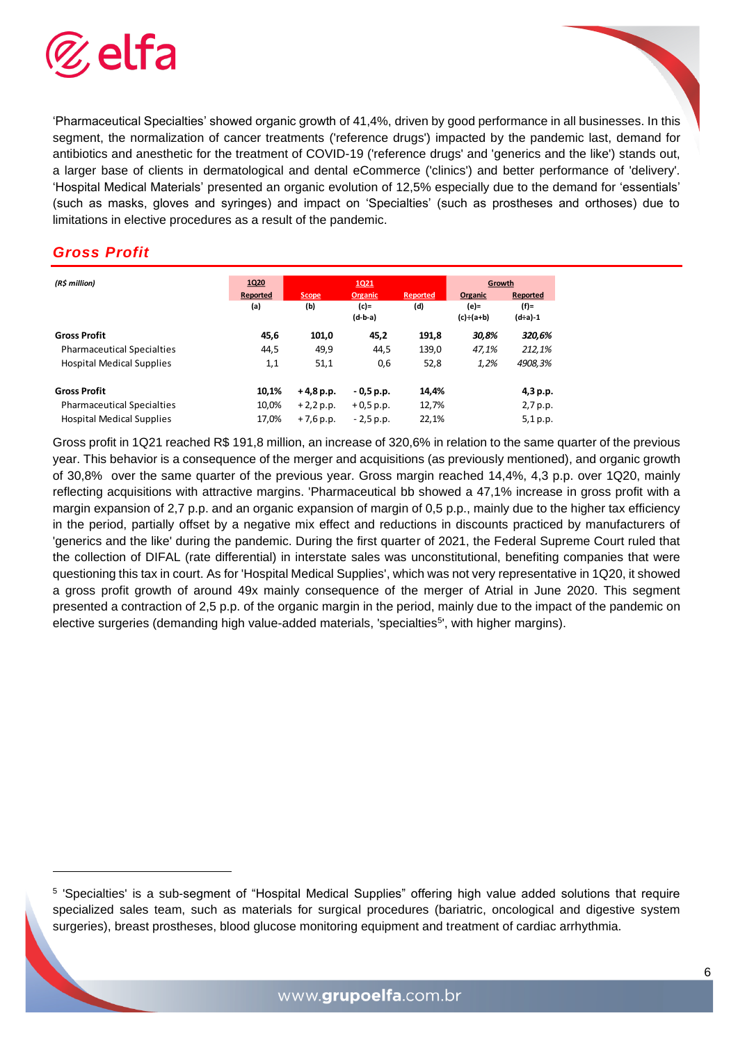'Pharmaceutical Specialties' showed organic growth of 41,4%, driven by good performance in all businesses. In this segment, the normalization of cancer treatments ('reference drugs') impacted by the pandemic last, demand for antibiotics and anesthetic for the treatment of COVID-19 ('reference drugs' and 'generics and the like') stands out, a larger base of clients in dermatological and dental eCommerce ('clinics') and better performance of 'delivery'. 'Hospital Medical Materials' presented an organic evolution of 12,5% especially due to the demand for 'essentials' (such as masks, gloves and syringes) and impact on 'Specialties' (such as prostheses and orthoses) due to limitations in elective procedures as a result of the pandemic.

## Gross Profit

| *(R$ million)* | 1Q20 | 1Q21 | | | Growth | |
|---|---|---|---|---|---|---|
| | Reported | Scope | Organic | Reported | Organic | Reported |
| | (a) | (b) | (c)= (d-b-a) | (d) | (e)= (c)÷(a+b) | (f)= (d÷a)-1 |
| **Gross Profit** | **45,6** | **101,0** | **45,2** | **191,8** | ***30,8%*** | ***320,6%*** |
| Pharmaceutical Specialties | 44,5 | 49,9 | 44,5 | 139,0 | *47,1%* | *212,1%* |
| Hospital Medical Supplies | 1,1 | 51,1 | 0,6 | 52,8 | *1,2%* | *4908,3%* |
| **Gross Profit** | **10,1%** | **+ 4,8 p.p.** | **- 0,5 p.p.** | **14,4%** | | **4,3 p.p.** |
| Pharmaceutical Specialties | 10,0% | + 2,2 p.p. | + 0,5 p.p. | 12,7% | | 2,7 p.p. |
| Hospital Medical Supplies | 17,0% | + 7,6 p.p. | - 2,5 p.p. | 22,1% | | 5,1 p.p. |

Gross profit in 1Q21 reached R$ 191,8 million, an increase of 320,6% in relation to the same quarter of the previous year. This behavior is a consequence of the merger and acquisitions (as previously mentioned), and organic growth of 30,8% over the same quarter of the previous year. Gross margin reached 14,4%, 4,3 p.p. over 1Q20, mainly reflecting acquisitions with attractive margins. 'Pharmaceutical bb showed a 47,1% increase in gross profit with a margin expansion of 2,7 p.p. and an organic expansion of margin of 0,5 p.p., mainly due to the higher tax efficiency in the period, partially offset by a negative mix effect and reductions in discounts practiced by manufacturers of 'generics and the like' during the pandemic. During the first quarter of 2021, the Federal Supreme Court ruled that the collection of DIFAL (rate differential) in interstate sales was unconstitutional, benefiting companies that were questioning this tax in court. As for 'Hospital Medical Supplies', which was not very representative in 1Q20, it showed a gross profit growth of around 49x mainly consequence of the merger of Atrial in June 2020. This segment presented a contraction of 2,5 p.p. of the organic margin in the period, mainly due to the impact of the pandemic on elective surgeries (demanding high value-added materials, 'specialties[5]', with higher margins).

[5] 'Specialties' is a sub-segment of "Hospital Medical Supplies" offering high value added solutions that require specialized sales team, such as materials for surgical procedures (bariatric, oncological and digestive system surgeries), breast prostheses, blood glucose monitoring equipment and treatment of cardiac arrhythmia.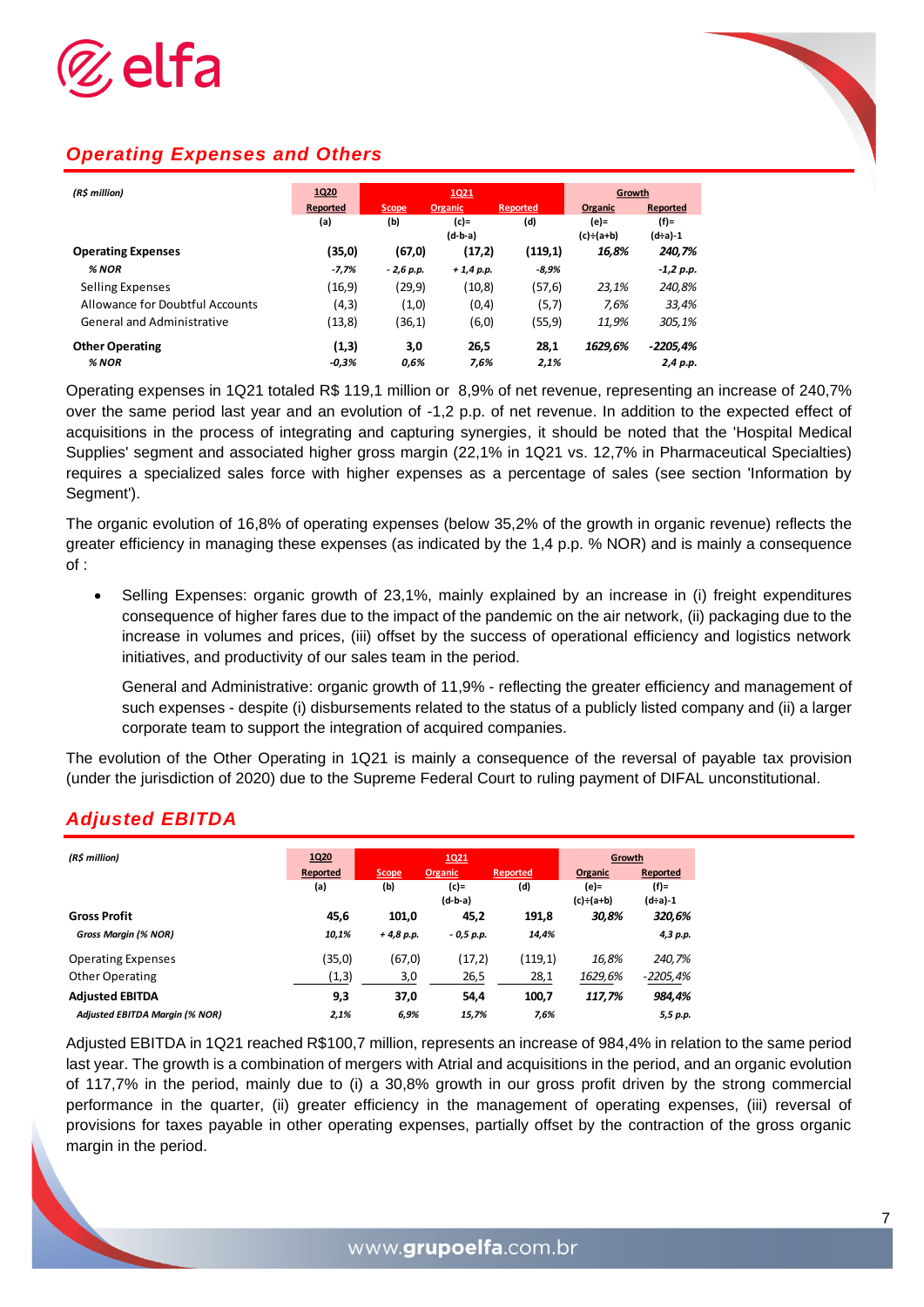## Operating Expenses and Others

| (R$ million) | 1Q20 | 1Q21 | | | Growth | |
|---|---|---|---|---|---|---|
| | Reported | Scope | Organic | Reported | Organic | Reported |
| | (a) | (b) | (c)= (d-b-a) | (d) | (e)= (c)÷(a+b) | (f)= (d÷a)-1 |
| **Operating Expenses** | **(35,0)** | **(67,0)** | **(17,2)** | **(119,1)** | ***16,8%*** | ***240,7%*** |
| ***% NOR*** | *-7,7%* | *- 2,6 p.p.* | *+ 1,4 p.p.* | *-8,9%* | | *-1,2 p.p.* |
| Selling Expenses | (16,9) | (29,9) | (10,8) | (57,6) | *23,1%* | *240,8%* |
| Allowance for Doubtful Accounts | (4,3) | (1,0) | (0,4) | (5,7) | *7,6%* | *33,4%* |
| General and Administrative | (13,8) | (36,1) | (6,0) | (55,9) | *11,9%* | *305,1%* |
| **Other Operating** | **(1,3)** | **3,0** | **26,5** | **28,1** | ***1629,6%*** | ***-2205,4%*** |
| ***% NOR*** | *-0,3%* | *0,6%* | *7,6%* | *2,1%* | | *2,4 p.p.* |

Operating expenses in 1Q21 totaled R$ 119,1 million or 8,9% of net revenue, representing an increase of 240,7% over the same period last year and an evolution of -1,2 p.p. of net revenue. In addition to the expected effect of acquisitions in the process of integrating and capturing synergies, it should be noted that the 'Hospital Medical Supplies' segment and associated higher gross margin (22,1% in 1Q21 vs. 12,7% in Pharmaceutical Specialties) requires a specialized sales force with higher expenses as a percentage of sales (see section 'Information by Segment').

The organic evolution of 16,8% of operating expenses (below 35,2% of the growth in organic revenue) reflects the greater efficiency in managing these expenses (as indicated by the 1,4 p.p. % NOR) and is mainly a consequence of :

- Selling Expenses: organic growth of 23,1%, mainly explained by an increase in (i) freight expenditures consequence of higher fares due to the impact of the pandemic on the air network, (ii) packaging due to the increase in volumes and prices, (iii) offset by the success of operational efficiency and logistics network initiatives, and productivity of our sales team in the period.

  General and Administrative: organic growth of 11,9% - reflecting the greater efficiency and management of such expenses - despite (i) disbursements related to the status of a publicly listed company and (ii) a larger corporate team to support the integration of acquired companies.

The evolution of the Other Operating in 1Q21 is mainly a consequence of the reversal of payable tax provision (under the jurisdiction of 2020) due to the Supreme Federal Court to ruling payment of DIFAL unconstitutional.

## Adjusted EBITDA

| (R$ million) | 1Q20 | 1Q21 | | | Growth | |
|---|---|---|---|---|---|---|
| | Reported | Scope | Organic | Reported | Organic | Reported |
| | (a) | (b) | (c)= (d-b-a) | (d) | (e)= (c)÷(a+b) | (f)= (d÷a)-1 |
| **Gross Profit** | **45,6** | **101,0** | **45,2** | **191,8** | ***30,8%*** | ***320,6%*** |
| ***Gross Margin (% NOR)*** | *10,1%* | *+ 4,8 p.p.* | *- 0,5 p.p.* | *14,4%* | | *4,3 p.p.* |
| Operating Expenses | (35,0) | (67,0) | (17,2) | (119,1) | *16,8%* | *240,7%* |
| Other Operating | (1,3) | 3,0 | 26,5 | 28,1 | *1629,6%* | *-2205,4%* |
| **Adjusted EBITDA** | **9,3** | **37,0** | **54,4** | **100,7** | ***117,7%*** | ***984,4%*** |
| ***Adjusted EBITDA Margin (% NOR)*** | *2,1%* | *6,9%* | *15,7%* | *7,6%* | | *5,5 p.p.* |

Adjusted EBITDA in 1Q21 reached R$100,7 million, represents an increase of 984,4% in relation to the same period last year. The growth is a combination of mergers with Atrial and acquisitions in the period, and an organic evolution of 117,7% in the period, mainly due to (i) a 30,8% growth in our gross profit driven by the strong commercial performance in the quarter, (ii) greater efficiency in the management of operating expenses, (iii) reversal of provisions for taxes payable in other operating expenses, partially offset by the contraction of the gross organic margin in the period.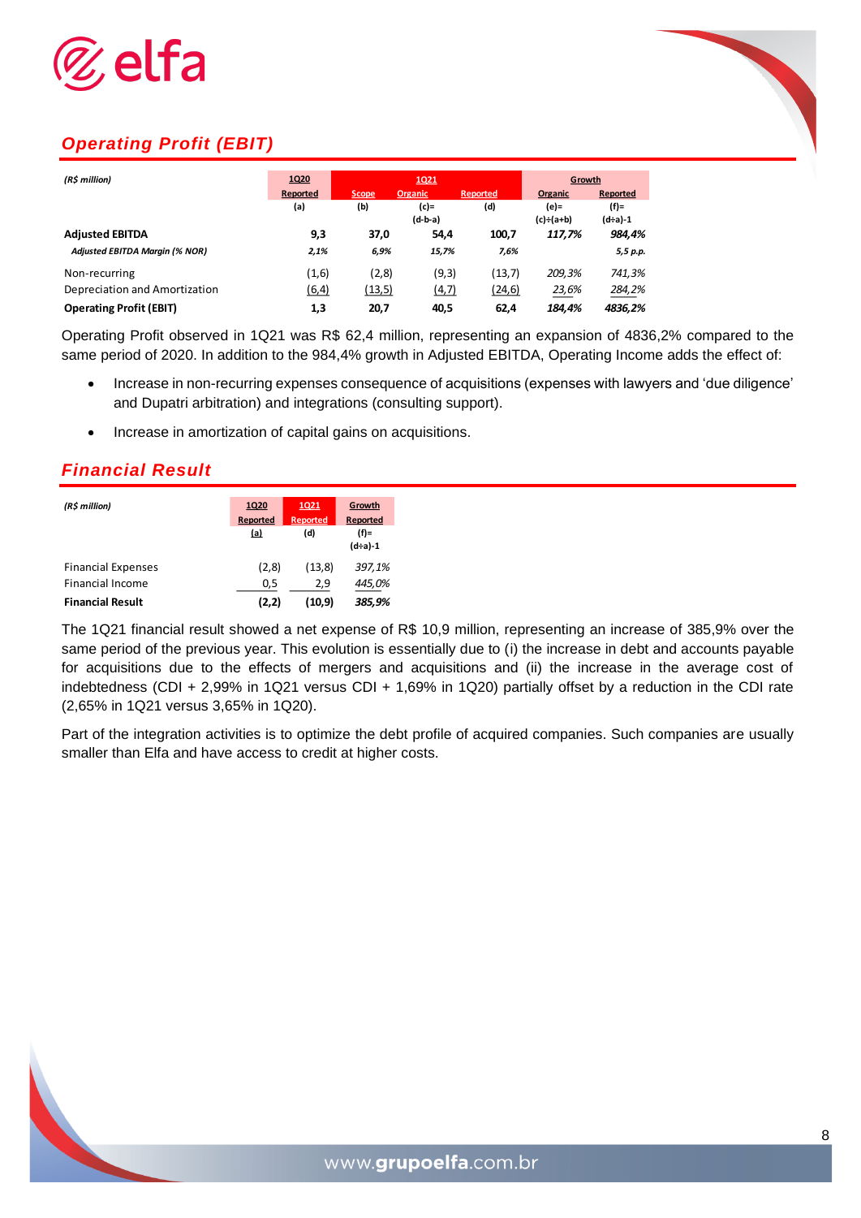## *Operating Profit (EBIT)*

| *(R$ million)* | 1Q20 | 1Q21 | | | Growth | |
|---|---|---|---|---|---|---|
| | Reported | Scope | Organic | Reported | Organic | Reported |
| | (a) | (b) | (c)= (d-b-a) | (d) | (e)= (c)÷(a+b) | (f)= (d÷a)-1 |
| **Adjusted EBITDA** | **9,3** | **37,0** | **54,4** | **100,7** | ***117,7%*** | ***984,4%*** |
| ***Adjusted EBITDA Margin (% NOR)*** | ***2,1%*** | ***6,9%*** | ***15,7%*** | ***7,6%*** | | ***5,5 p.p.*** |
| Non-recurring | (1,6) | (2,8) | (9,3) | (13,7) | *209,3%* | *741,3%* |
| Depreciation and Amortization | (6,4) | (13,5) | (4,7) | (24,6) | *23,6%* | *284,2%* |
| **Operating Profit (EBIT)** | **1,3** | **20,7** | **40,5** | **62,4** | ***184,4%*** | ***4836,2%*** |

Operating Profit observed in 1Q21 was R$ 62,4 million, representing an expansion of 4836,2% compared to the same period of 2020. In addition to the 984,4% growth in Adjusted EBITDA, Operating Income adds the effect of:

- Increase in non-recurring expenses consequence of acquisitions (expenses with lawyers and 'due diligence' and Dupatri arbitration) and integrations (consulting support).
- Increase in amortization of capital gains on acquisitions.

## *Financial Result*

| *(R$ million)* | 1Q20 | 1Q21 | Growth |
|---|---|---|---|
| | Reported | Reported | Reported |
| | (a) | (d) | (f)= (d÷a)-1 |
| Financial Expenses | (2,8) | (13,8) | *397,1%* |
| Financial Income | 0,5 | 2,9 | *445,0%* |
| **Financial Result** | **(2,2)** | **(10,9)** | ***385,9%*** |

The 1Q21 financial result showed a net expense of R$ 10,9 million, representing an increase of 385,9% over the same period of the previous year. This evolution is essentially due to (i) the increase in debt and accounts payable for acquisitions due to the effects of mergers and acquisitions and (ii) the increase in the average cost of indebtedness (CDI + 2,99% in 1Q21 versus CDI + 1,69% in 1Q20) partially offset by a reduction in the CDI rate (2,65% in 1Q21 versus 3,65% in 1Q20).

Part of the integration activities is to optimize the debt profile of acquired companies. Such companies are usually smaller than Elfa and have access to credit at higher costs.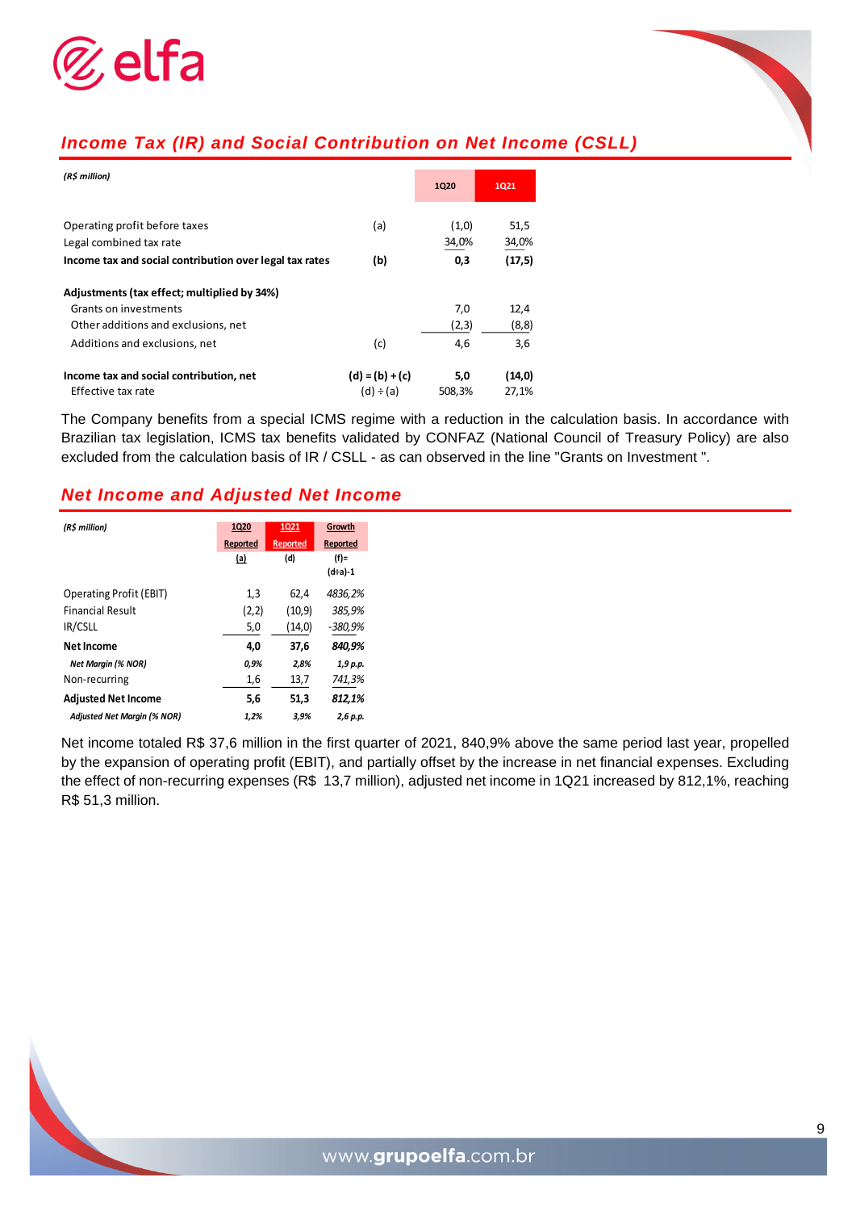## *Income Tax (IR) and Social Contribution on Net Income (CSLL)*

| *(R$ million)* | | 1Q20 | 1Q21 |
|---|---|---|---|
| Operating profit before taxes | (a) | (1,0) | 51,5 |
| Legal combined tax rate | | 34,0% | 34,0% |
| **Income tax and social contribution over legal tax rates** | **(b)** | **0,3** | **(17,5)** |
| **Adjustments (tax effect; multiplied by 34%)** | | | |
| Grants on investments | | 7,0 | 12,4 |
| Other additions and exclusions, net | | (2,3) | (8,8) |
| Additions and exclusions, net | (c) | 4,6 | 3,6 |
| **Income tax and social contribution, net** | **(d) = (b) + (c)** | **5,0** | **(14,0)** |
| Effective tax rate | (d) ÷ (a) | 508,3% | 27,1% |

The Company benefits from a special ICMS regime with a reduction in the calculation basis. In accordance with Brazilian tax legislation, ICMS tax benefits validated by CONFAZ (National Council of Treasury Policy) are also excluded from the calculation basis of IR / CSLL - as can observed in the line "Grants on Investment ".

## *Net Income and Adjusted Net Income*

| *(R$ million)* | 1Q20 Reported (a) | 1Q21 Reported (d) | Growth Reported (f)=(d÷a)-1 |
|---|---|---|---|
| Operating Profit (EBIT) | 1,3 | 62,4 | *4836,2%* |
| Financial Result | (2,2) | (10,9) | *385,9%* |
| IR/CSLL | 5,0 | (14,0) | *-380,9%* |
| **Net Income** | **4,0** | **37,6** | ***840,9%*** |
| ***Net Margin (% NOR)*** | ***0,9%*** | ***2,8%*** | ***1,9 p.p.*** |
| Non-recurring | 1,6 | 13,7 | *741,3%* |
| **Adjusted Net Income** | **5,6** | **51,3** | ***812,1%*** |
| ***Adjusted Net Margin (% NOR)*** | ***1,2%*** | ***3,9%*** | ***2,6 p.p.*** |

Net income totaled R$ 37,6 million in the first quarter of 2021, 840,9% above the same period last year, propelled by the expansion of operating profit (EBIT), and partially offset by the increase in net financial expenses. Excluding the effect of non-recurring expenses (R$ 13,7 million), adjusted net income in 1Q21 increased by 812,1%, reaching R$ 51,3 million.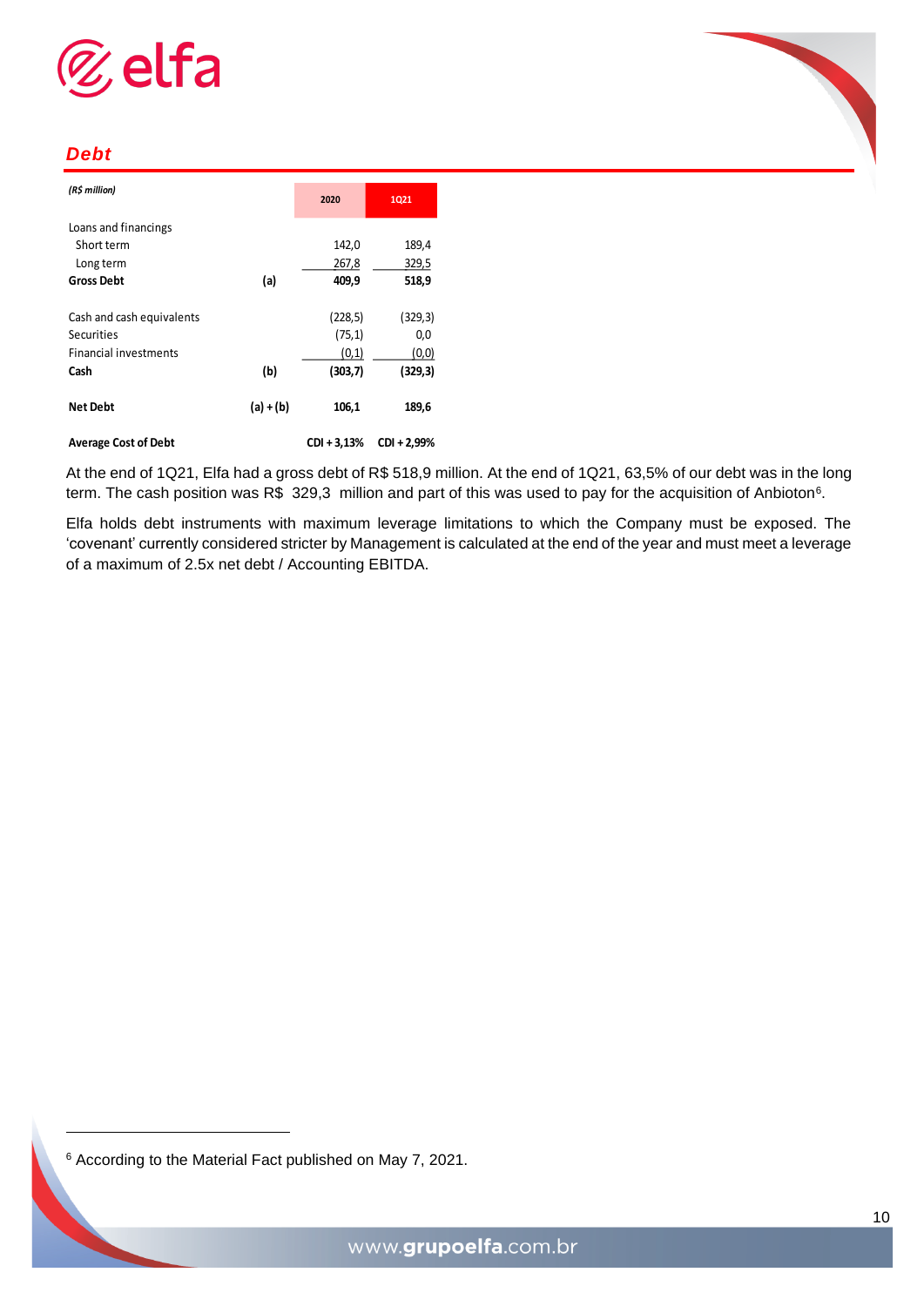## *Debt*

| *(R$ million)* | | 2020 | 1Q21 |
|---|---|---|---|
| Loans and financings | | | |
| Short term | | 142,0 | 189,4 |
| Long term | | 267,8 | 329,5 |
| **Gross Debt** | **(a)** | **409,9** | **518,9** |
| | | | |
| Cash and cash equivalents | | (228,5) | (329,3) |
| Securities | | (75,1) | 0,0 |
| Financial investments | | (0,1) | (0,0) |
| **Cash** | **(b)** | **(303,7)** | **(329,3)** |
| | | | |
| **Net Debt** | **(a) + (b)** | **106,1** | **189,6** |
| | | | |
| **Average Cost of Debt** | | **CDI + 3,13%** | **CDI + 2,99%** |

At the end of 1Q21, Elfa had a gross debt of R$ 518,9 million. At the end of 1Q21, 63,5% of our debt was in the long term. The cash position was R$ 329,3 million and part of this was used to pay for the acquisition of Anbioton[6].

Elfa holds debt instruments with maximum leverage limitations to which the Company must be exposed. The 'covenant' currently considered stricter by Management is calculated at the end of the year and must meet a leverage of a maximum of 2.5x net debt / Accounting EBITDA.

---

[6] According to the Material Fact published on May 7, 2021.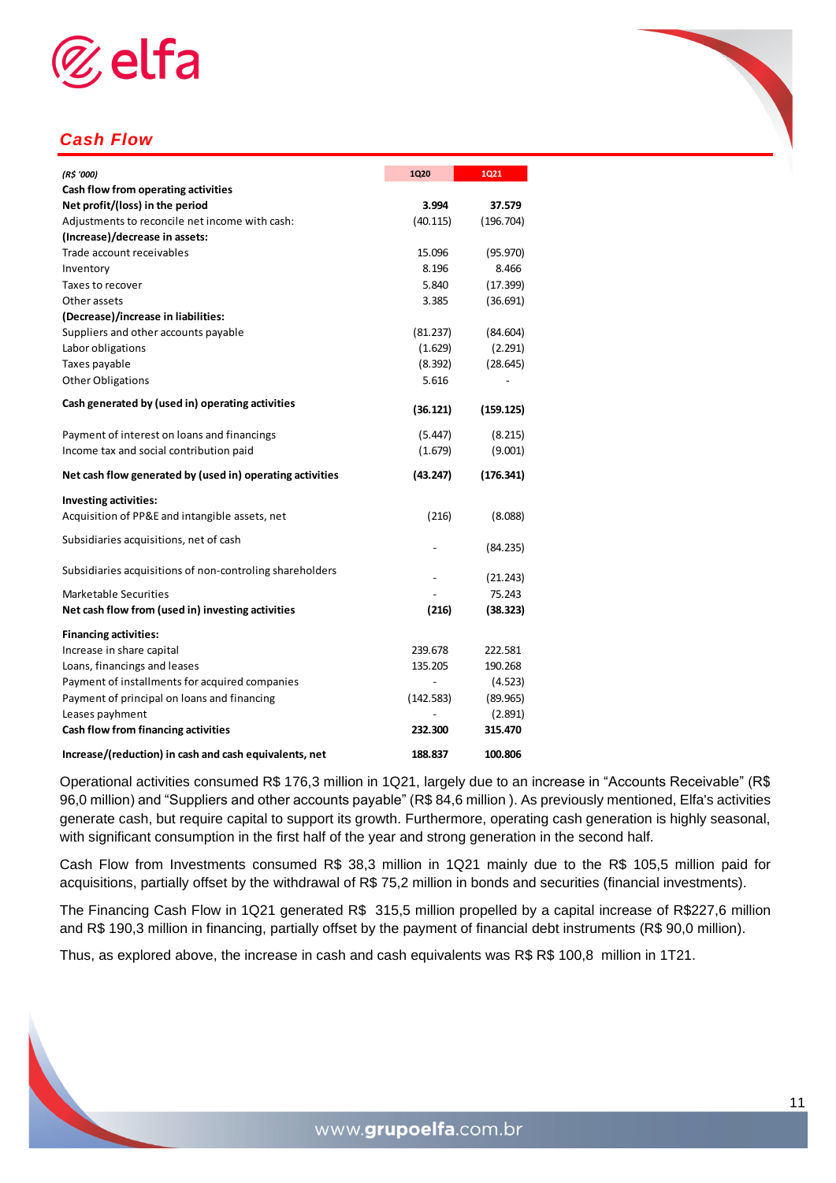## Cash Flow

| (R$ '000) | 1Q20 | 1Q21 |
|---|---|---|
| **Cash flow from operating activities** | | |
| **Net profit/(loss) in the period** | **3.994** | **37.579** |
| Adjustments to reconcile net income with cash: | (40.115) | (196.704) |
| **(Increase)/decrease in assets:** | | |
| Trade account receivables | 15.096 | (95.970) |
| Inventory | 8.196 | 8.466 |
| Taxes to recover | 5.840 | (17.399) |
| Other assets | 3.385 | (36.691) |
| **(Decrease)/increase in liabilities:** | | |
| Suppliers and other accounts payable | (81.237) | (84.604) |
| Labor obligations | (1.629) | (2.291) |
| Taxes payable | (8.392) | (28.645) |
| Other Obligations | 5.616 | - |
| **Cash generated by (used in) operating activities** | **(36.121)** | **(159.125)** |
| Payment of interest on loans and financings | (5.447) | (8.215) |
| Income tax and social contribution paid | (1.679) | (9.001) |
| **Net cash flow generated by (used in) operating activities** | **(43.247)** | **(176.341)** |
| **Investing activities:** | | |
| Acquisition of PP&E and intangible assets, net | (216) | (8.088) |
| Subsidiaries acquisitions, net of cash | - | (84.235) |
| Subsidiaries acquisitions of non-controling shareholders | - | (21.243) |
| Marketable Securities | - | 75.243 |
| **Net cash flow from (used in) investing activities** | **(216)** | **(38.323)** |
| **Financing activities:** | | |
| Increase in share capital | 239.678 | 222.581 |
| Loans, financings and leases | 135.205 | 190.268 |
| Payment of installments for acquired companies | - | (4.523) |
| Payment of principal on loans and financing | (142.583) | (89.965) |
| Leases payhment | - | (2.891) |
| **Cash flow from financing activities** | **232.300** | **315.470** |
| **Increase/(reduction) in cash and cash equivalents, net** | **188.837** | **100.806** |

Operational activities consumed R$ 176,3 million in 1Q21, largely due to an increase in "Accounts Receivable" (R$ 96,0 million) and "Suppliers and other accounts payable" (R$ 84,6 million ). As previously mentioned, Elfa's activities generate cash, but require capital to support its growth. Furthermore, operating cash generation is highly seasonal, with significant consumption in the first half of the year and strong generation in the second half.

Cash Flow from Investments consumed R$ 38,3 million in 1Q21 mainly due to the R$ 105,5 million paid for acquisitions, partially offset by the withdrawal of R$ 75,2 million in bonds and securities (financial investments).

The Financing Cash Flow in 1Q21 generated R$ 315,5 million propelled by a capital increase of R$227,6 million and R$ 190,3 million in financing, partially offset by the payment of financial debt instruments (R$ 90,0 million).

Thus, as explored above, the increase in cash and cash equivalents was R$ R$ 100,8 million in 1T21.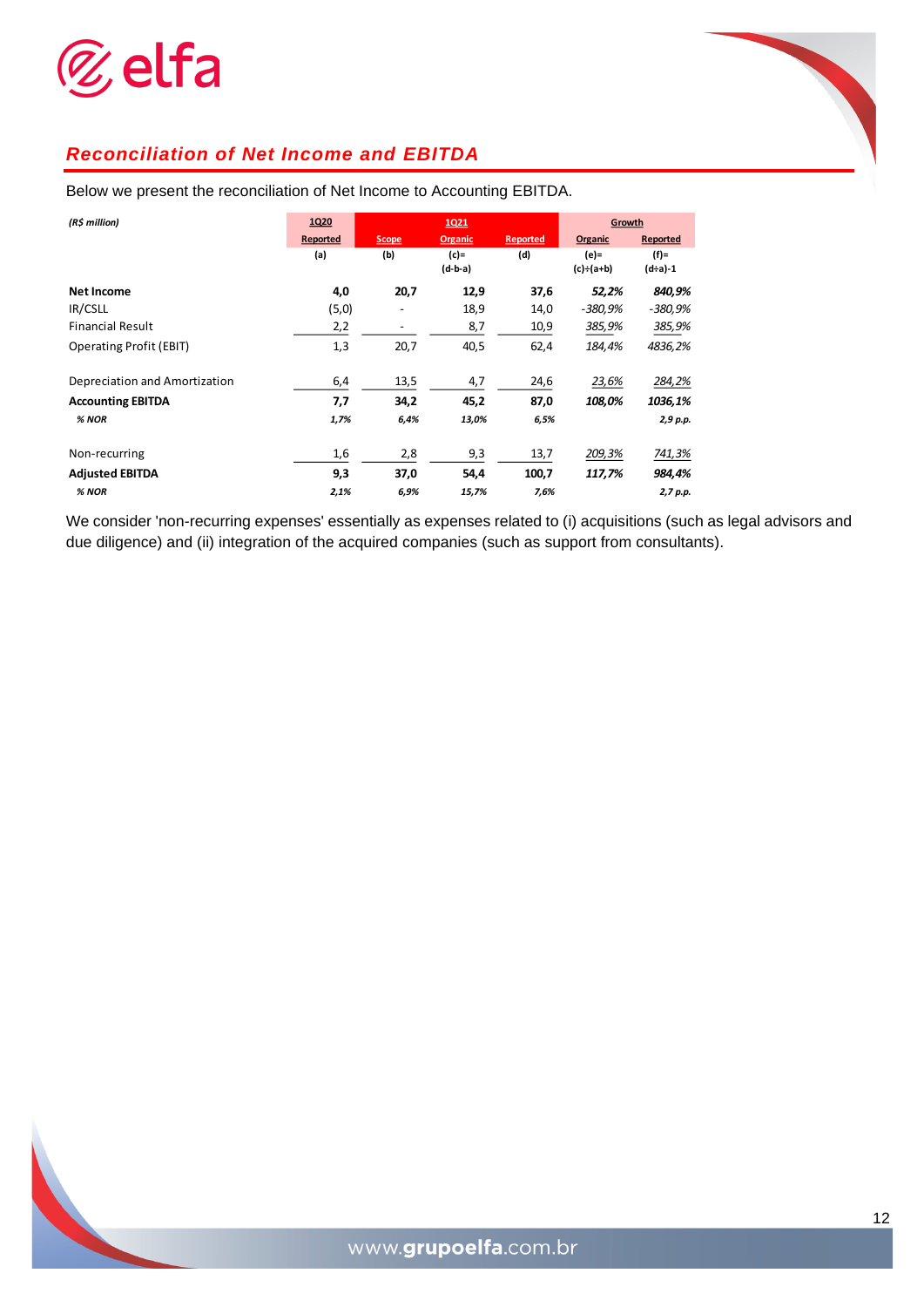## *Reconciliation of Net Income and EBITDA*

Below we present the reconciliation of Net Income to Accounting EBITDA.

| *(R$ million)* | 1Q20 | 1Q21 | | | Growth | |
|---|---|---|---|---|---|---|
| | Reported | Scope | Organic | Reported | Organic | Reported |
| | (a) | (b) | (c)= (d-b-a) | (d) | (e)= (c)÷(a+b) | (f)= (d÷a)-1 |
| **Net Income** | **4,0** | **20,7** | **12,9** | **37,6** | ***52,2%*** | ***840,9%*** |
| IR/CSLL | (5,0) | - | 18,9 | 14,0 | *-380,9%* | *-380,9%* |
| Financial Result | 2,2 | - | 8,7 | 10,9 | *385,9%* | *385,9%* |
| Operating Profit (EBIT) | 1,3 | 20,7 | 40,5 | 62,4 | *184,4%* | *4836,2%* |
| | | | | | | |
| Depreciation and Amortization | 6,4 | 13,5 | 4,7 | 24,6 | *23,6%* | *284,2%* |
| **Accounting EBITDA** | **7,7** | **34,2** | **45,2** | **87,0** | ***108,0%*** | ***1036,1%*** |
| ***% NOR*** | ***1,7%*** | ***6,4%*** | ***13,0%*** | ***6,5%*** | | ***2,9 p.p.*** |
| | | | | | | |
| Non-recurring | 1,6 | 2,8 | 9,3 | 13,7 | *209,3%* | *741,3%* |
| **Adjusted EBITDA** | **9,3** | **37,0** | **54,4** | **100,7** | ***117,7%*** | ***984,4%*** |
| ***% NOR*** | ***2,1%*** | ***6,9%*** | ***15,7%*** | ***7,6%*** | | ***2,7 p.p.*** |

We consider 'non-recurring expenses' essentially as expenses related to (i) acquisitions (such as legal advisors and due diligence) and (ii) integration of the acquired companies (such as support from consultants).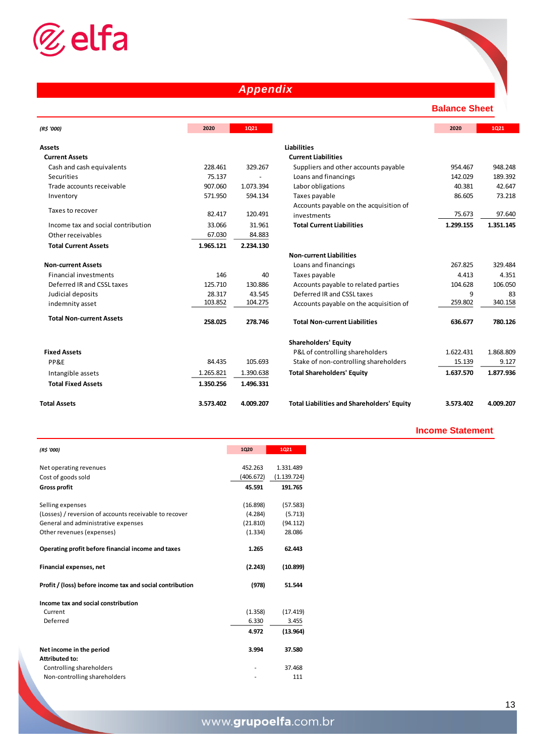## Appendix

### Balance Sheet

| (R$ '000) | 2020 | 1Q21 |
|---|---|---|
| **Assets** | | |
| **Current Assets** | | |
| Cash and cash equivalents | 228.461 | 329.267 |
| Securities | 75.137 | - |
| Trade accounts receivable | 907.060 | 1.073.394 |
| Inventory | 571.950 | 594.134 |
| Taxes to recover | 82.417 | 120.491 |
| Income tax and social contribution | 33.066 | 31.961 |
| Other receivables | 67.030 | 84.883 |
| **Total Current Assets** | **1.965.121** | **2.234.130** |
| **Non-current Assets** | | |
| Financial investments | 146 | 40 |
| Deferred IR and CSSL taxes | 125.710 | 130.886 |
| Judicial deposits | 28.317 | 43.545 |
| indemnity asset | 103.852 | 104.275 |
| **Total Non-current Assets** | **258.025** | **278.746** |
| **Fixed Assets** | | |
| PP&E | 84.435 | 105.693 |
| Intangible assets | 1.265.821 | 1.390.638 |
| **Total Fixed Assets** | **1.350.256** | **1.496.331** |
| **Total Assets** | **3.573.402** | **4.009.207** |

| (R$ '000) | 2020 | 1Q21 |
|---|---|---|
| **Liabilities** | | |
| **Current Liabilities** | | |
| Suppliers and other accounts payable | 954.467 | 948.248 |
| Loans and financings | 142.029 | 189.392 |
| Labor obligations | 40.381 | 42.647 |
| Taxes payable | 86.605 | 73.218 |
| Accounts payable on the acquisition of investments | 75.673 | 97.640 |
| **Total Current Liabilities** | **1.299.155** | **1.351.145** |
| **Non-current Liabilities** | | |
| Loans and financings | 267.825 | 329.484 |
| Taxes payable | 4.413 | 4.351 |
| Accounts payable to related parties | 104.628 | 106.050 |
| Deferred IR and CSSL taxes | 9 | 83 |
| Accounts payable on the acquisition of | 259.802 | 340.158 |
| **Total Non-current Liabilities** | **636.677** | **780.126** |
| **Shareholders' Equity** | | |
| P&L of controlling shareholders | 1.622.431 | 1.868.809 |
| Stake of non-controlling shareholders | 15.139 | 9.127 |
| **Total Shareholders' Equity** | **1.637.570** | **1.877.936** |
| **Total Liabilities and Shareholders' Equity** | **3.573.402** | **4.009.207** |

### Income Statement

| (R$ '000) | 1Q20 | 1Q21 |
|---|---|---|
| Net operating revenues | 452.263 | 1.331.489 |
| Cost of goods sold | (406.672) | (1.139.724) |
| **Gross profit** | **45.591** | **191.765** |
| Selling expenses | (16.898) | (57.583) |
| (Losses) / reversion of accounts receivable to recover | (4.284) | (5.713) |
| General and administrative expenses | (21.810) | (94.112) |
| Other revenues (expenses) | (1.334) | 28.086 |
| **Operating profit before financial income and taxes** | **1.265** | **62.443** |
| **Financial expenses, net** | **(2.243)** | **(10.899)** |
| **Profit / (loss) before income tax and social contribution** | **(978)** | **51.544** |
| **Income tax and social constribution** | | |
| Current | (1.358) | (17.419) |
| Deferred | 6.330 | 3.455 |
| | **4.972** | **(13.964)** |
| **Net income in the period** | **3.994** | **37.580** |
| **Attributed to:** | | |
| Controlling shareholders | - | 37.468 |
| Non-controlling shareholders | - | 111 |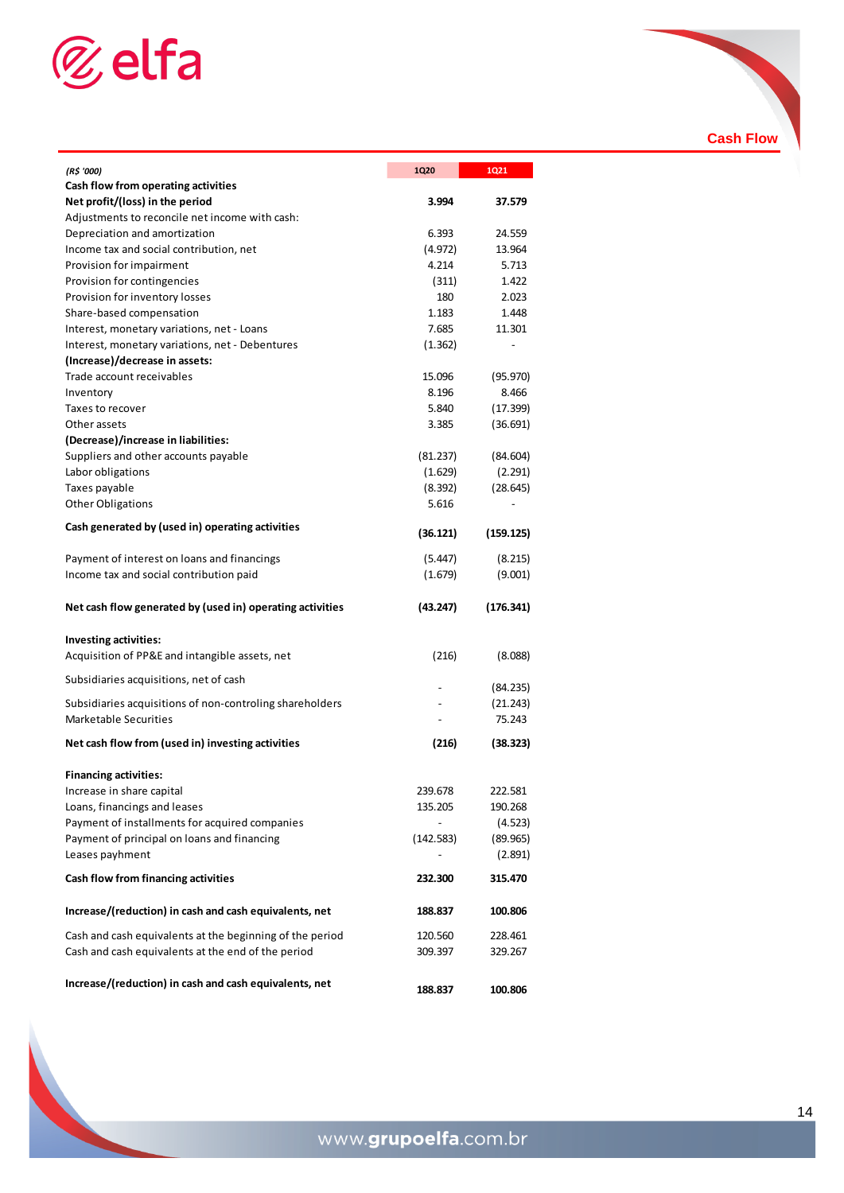## Cash Flow

| *(R$ '000)* | 1Q20 | 1Q21 |
|---|---|---|
| **Cash flow from operating activities** | | |
| **Net profit/(loss) in the period** | **3.994** | **37.579** |
| Adjustments to reconcile net income with cash: | | |
| Depreciation and amortization | 6.393 | 24.559 |
| Income tax and social contribution, net | (4.972) | 13.964 |
| Provision for impairment | 4.214 | 5.713 |
| Provision for contingencies | (311) | 1.422 |
| Provision for inventory losses | 180 | 2.023 |
| Share-based compensation | 1.183 | 1.448 |
| Interest, monetary variations, net - Loans | 7.685 | 11.301 |
| Interest, monetary variations, net - Debentures | (1.362) | - |
| **(Increase)/decrease in assets:** | | |
| Trade account receivables | 15.096 | (95.970) |
| Inventory | 8.196 | 8.466 |
| Taxes to recover | 5.840 | (17.399) |
| Other assets | 3.385 | (36.691) |
| **(Decrease)/increase in liabilities:** | | |
| Suppliers and other accounts payable | (81.237) | (84.604) |
| Labor obligations | (1.629) | (2.291) |
| Taxes payable | (8.392) | (28.645) |
| Other Obligations | 5.616 | - |
| **Cash generated by (used in) operating activities** | **(36.121)** | **(159.125)** |
| Payment of interest on loans and financings | (5.447) | (8.215) |
| Income tax and social contribution paid | (1.679) | (9.001) |
| **Net cash flow generated by (used in) operating activities** | **(43.247)** | **(176.341)** |
| **Investing activities:** | | |
| Acquisition of PP&E and intangible assets, net | (216) | (8.088) |
| Subsidiaries acquisitions, net of cash | - | (84.235) |
| Subsidiaries acquisitions of non-controling shareholders | - | (21.243) |
| Marketable Securities | - | 75.243 |
| **Net cash flow from (used in) investing activities** | **(216)** | **(38.323)** |
| **Financing activities:** | | |
| Increase in share capital | 239.678 | 222.581 |
| Loans, financings and leases | 135.205 | 190.268 |
| Payment of installments for acquired companies | - | (4.523) |
| Payment of principal on loans and financing | (142.583) | (89.965) |
| Leases payhment | - | (2.891) |
| **Cash flow from financing activities** | **232.300** | **315.470** |
| **Increase/(reduction) in cash and cash equivalents, net** | **188.837** | **100.806** |
| Cash and cash equivalents at the beginning of the period | 120.560 | 228.461 |
| Cash and cash equivalents at the end of the period | 309.397 | 329.267 |
| **Increase/(reduction) in cash and cash equivalents, net** | **188.837** | **100.806** |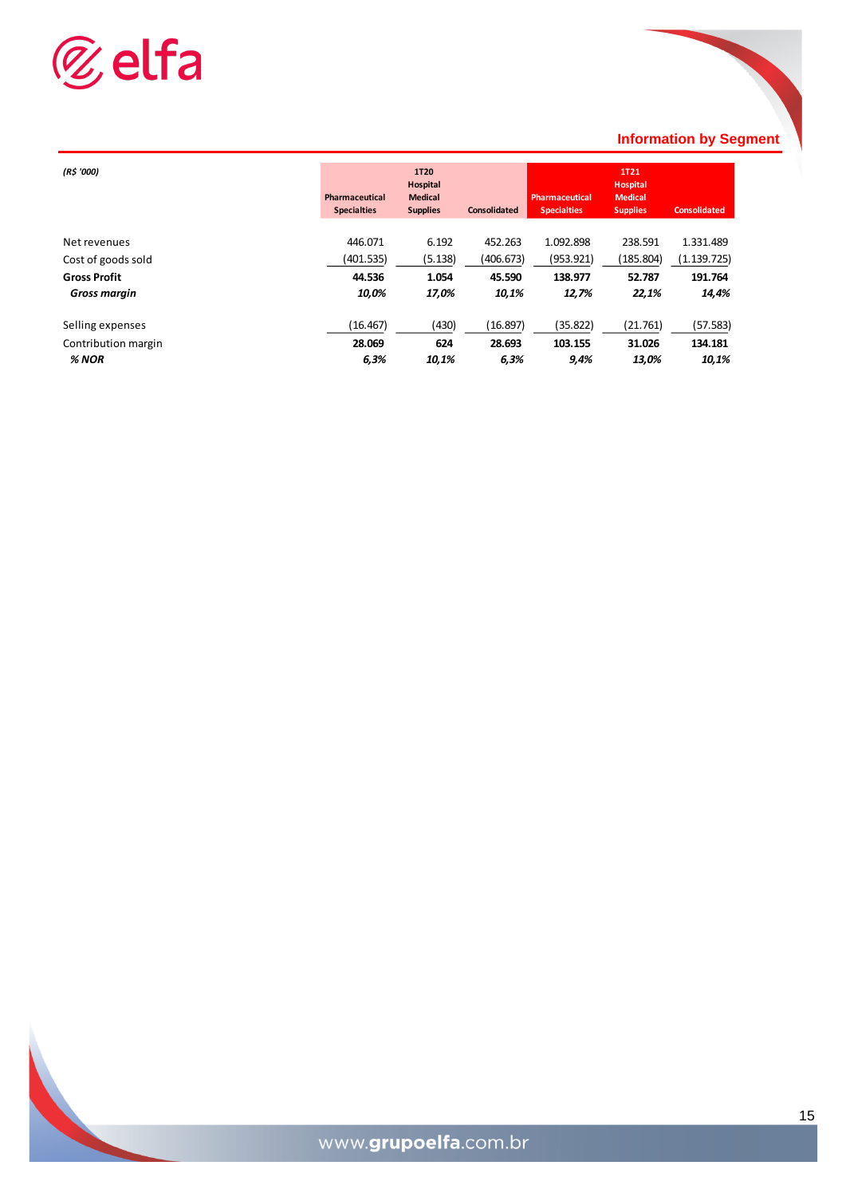## Information by Segment

| (R$ '000) | 1T20 Pharmaceutical Specialties | 1T20 Hospital Medical Supplies | 1T20 Consolidated | 1T21 Pharmaceutical Specialties | 1T21 Hospital Medical Supplies | 1T21 Consolidated |
|---|---|---|---|---|---|---|
| Net revenues | 446.071 | 6.192 | 452.263 | 1.092.898 | 238.591 | 1.331.489 |
| Cost of goods sold | (401.535) | (5.138) | (406.673) | (953.921) | (185.804) | (1.139.725) |
| **Gross Profit** | **44.536** | **1.054** | **45.590** | **138.977** | **52.787** | **191.764** |
| ***Gross margin*** | ***10,0%*** | ***17,0%*** | ***10,1%*** | ***12,7%*** | ***22,1%*** | ***14,4%*** |
| Selling expenses | (16.467) | (430) | (16.897) | (35.822) | (21.761) | (57.583) |
| Contribution margin | **28.069** | **624** | **28.693** | **103.155** | **31.026** | **134.181** |
| ***% NOR*** | ***6,3%*** | ***10,1%*** | ***6,3%*** | ***9,4%*** | ***13,0%*** | ***10,1%*** |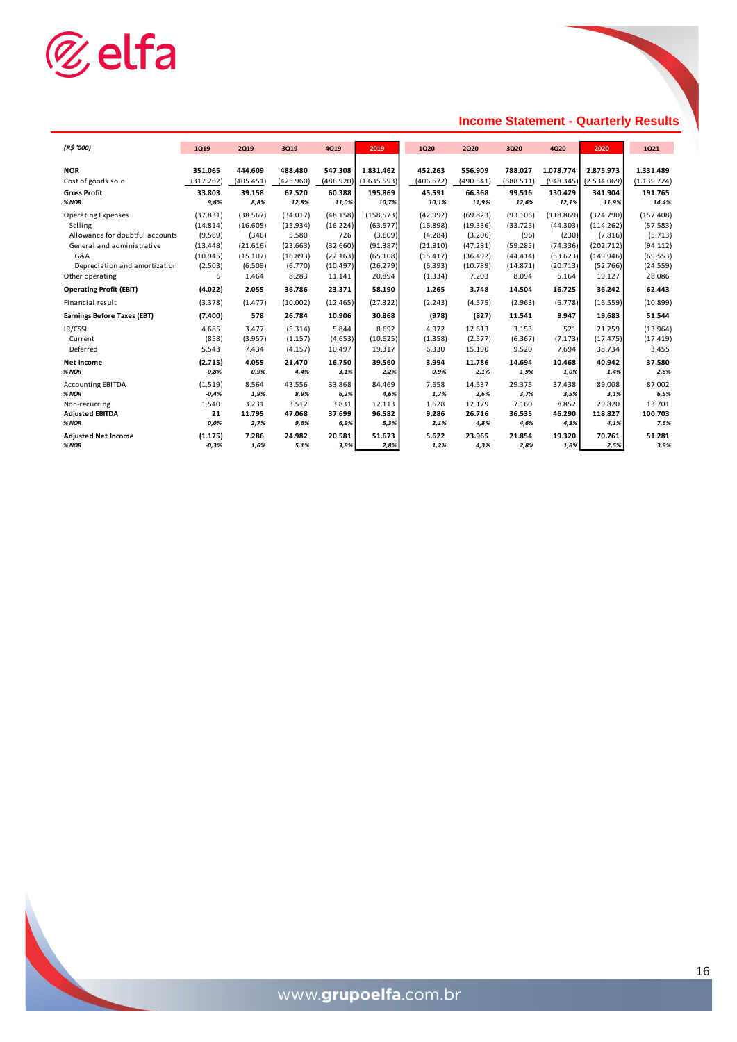## Income Statement - Quarterly Results

| (R$ '000) | 1Q19 | 2Q19 | 3Q19 | 4Q19 | 2019 | 1Q20 | 2Q20 | 3Q20 | 4Q20 | 2020 | 1Q21 |
|---|---|---|---|---|---|---|---|---|---|---|---|
| **NOR** | **351.065** | **444.609** | **488.480** | **547.308** | **1.831.462** | **452.263** | **556.909** | **788.027** | **1.078.774** | **2.875.973** | **1.331.489** |
| Cost of goods sold | (317.262) | (405.451) | (425.960) | (486.920) | (1.635.593) | (406.672) | (490.541) | (688.511) | (948.345) | (2.534.069) | (1.139.724) |
| **Gross Profit** | **33.803** | **39.158** | **62.520** | **60.388** | **195.869** | **45.591** | **66.368** | **99.516** | **130.429** | **341.904** | **191.765** |
| ***% NOR*** | *9,6%* | *8,8%* | *12,8%* | *11,0%* | *10,7%* | *10,1%* | *11,9%* | *12,6%* | *12,1%* | *11,9%* | *14,4%* |
| Operating Expenses | (37.831) | (38.567) | (34.017) | (48.158) | (158.573) | (42.992) | (69.823) | (93.106) | (118.869) | (324.790) | (157.408) |
| Selling | (14.814) | (16.605) | (15.934) | (16.224) | (63.577) | (16.898) | (19.336) | (33.725) | (44.303) | (114.262) | (57.583) |
| Allowance for doubtful accounts | (9.569) | (346) | 5.580 | 726 | (3.609) | (4.284) | (3.206) | (96) | (230) | (7.816) | (5.713) |
| General and administrative | (13.448) | (21.616) | (23.663) | (32.660) | (91.387) | (21.810) | (47.281) | (59.285) | (74.336) | (202.712) | (94.112) |
| G&A | (10.945) | (15.107) | (16.893) | (22.163) | (65.108) | (15.417) | (36.492) | (44.414) | (53.623) | (149.946) | (69.553) |
| Depreciation and amortization | (2.503) | (6.509) | (6.770) | (10.497) | (26.279) | (6.393) | (10.789) | (14.871) | (20.713) | (52.766) | (24.559) |
| Other operating | 6 | 1.464 | 8.283 | 11.141 | 20.894 | (1.334) | 7.203 | 8.094 | 5.164 | 19.127 | 28.086 |
| **Operating Profit (EBIT)** | **(4.022)** | **2.055** | **36.786** | **23.371** | **58.190** | **1.265** | **3.748** | **14.504** | **16.725** | **36.242** | **62.443** |
| Financial result | (3.378) | (1.477) | (10.002) | (12.465) | (27.322) | (2.243) | (4.575) | (2.963) | (6.778) | (16.559) | (10.899) |
| **Earnings Before Taxes (EBT)** | **(7.400)** | **578** | **26.784** | **10.906** | **30.868** | **(978)** | **(827)** | **11.541** | **9.947** | **19.683** | **51.544** |
| IR/CSSL | 4.685 | 3.477 | (5.314) | 5.844 | 8.692 | 4.972 | 12.613 | 3.153 | 521 | 21.259 | (13.964) |
| Current | (858) | (3.957) | (1.157) | (4.653) | (10.625) | (1.358) | (2.577) | (6.367) | (7.173) | (17.475) | (17.419) |
| Deferred | 5.543 | 7.434 | (4.157) | 10.497 | 19.317 | 6.330 | 15.190 | 9.520 | 7.694 | 38.734 | 3.455 |
| **Net Income** | **(2.715)** | **4.055** | **21.470** | **16.750** | **39.560** | **3.994** | **11.786** | **14.694** | **10.468** | **40.942** | **37.580** |
| ***% NOR*** | *-0,8%* | *0,9%* | *4,4%* | *3,1%* | *2,2%* | *0,9%* | *2,1%* | *1,9%* | *1,0%* | *1,4%* | *2,8%* |
| Accounting EBITDA | (1.519) | 8.564 | 43.556 | 33.868 | 84.469 | 7.658 | 14.537 | 29.375 | 37.438 | 89.008 | 87.002 |
| ***% NOR*** | *-0,4%* | *1,9%* | *8,9%* | *6,2%* | *4,6%* | *1,7%* | *2,6%* | *3,7%* | *3,5%* | *3,1%* | *6,5%* |
| Non-recurring | 1.540 | 3.231 | 3.512 | 3.831 | 12.113 | 1.628 | 12.179 | 7.160 | 8.852 | 29.820 | 13.701 |
| **Adjusted EBITDA** | **21** | **11.795** | **47.068** | **37.699** | **96.582** | **9.286** | **26.716** | **36.535** | **46.290** | **118.827** | **100.703** |
| ***% NOR*** | *0,0%* | *2,7%* | *9,6%* | *6,9%* | *5,3%* | *2,1%* | *4,8%* | *4,6%* | *4,3%* | *4,1%* | *7,6%* |
| **Adjusted Net Income** | **(1.175)** | **7.286** | **24.982** | **20.581** | **51.673** | **5.622** | **23.965** | **21.854** | **19.320** | **70.761** | **51.281** |
| ***% NOR*** | *-0,3%* | *1,6%* | *5,1%* | *3,8%* | *2,8%* | *1,2%* | *4,3%* | *2,8%* | *1,8%* | *2,5%* | *3,9%* |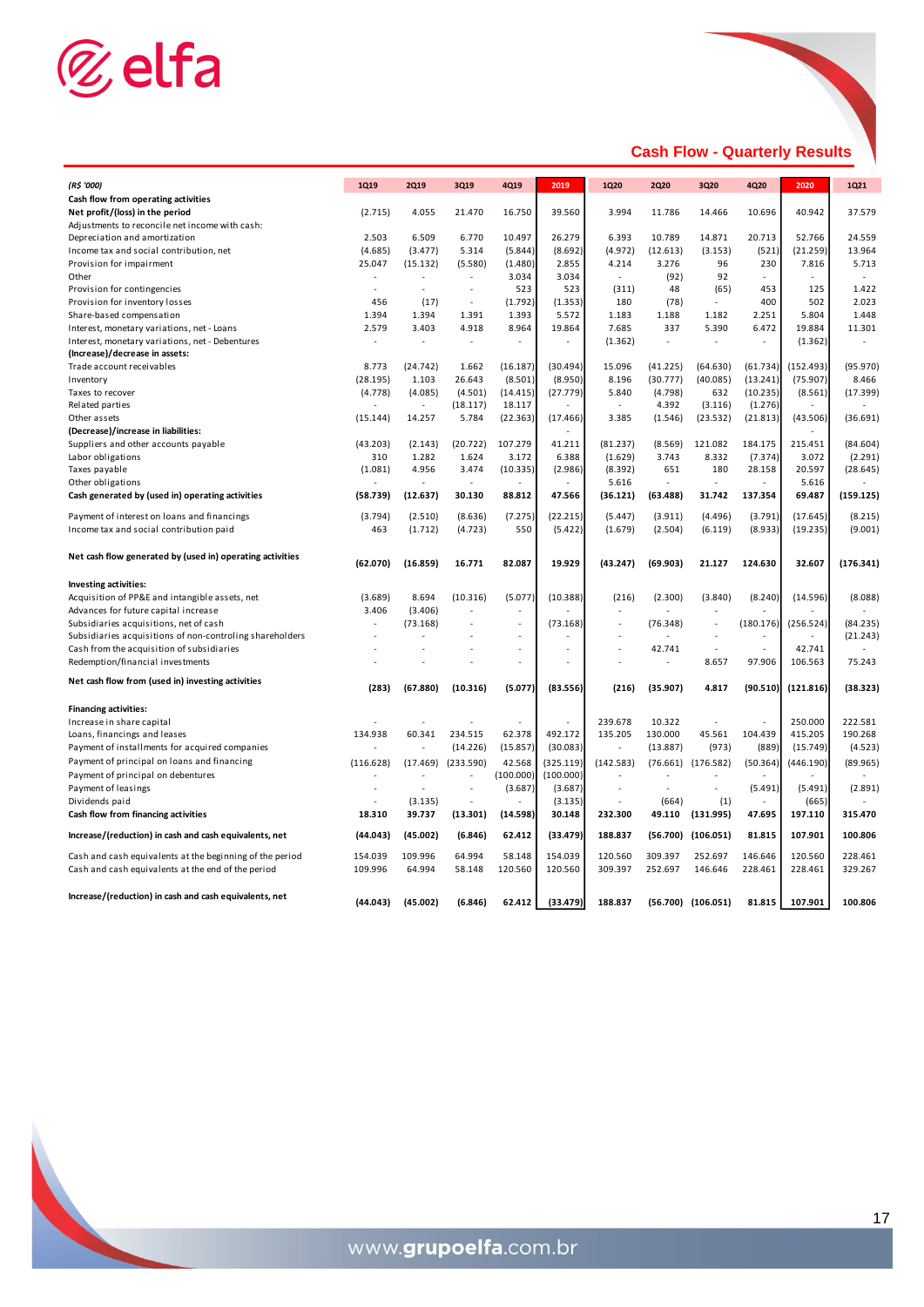## Cash Flow - Quarterly Results

| (R$ '000) | 1Q19 | 2Q19 | 3Q19 | 4Q19 | 2019 | 1Q20 | 2Q20 | 3Q20 | 4Q20 | 2020 | 1Q21 |
|---|---|---|---|---|---|---|---|---|---|---|---|
| **Cash flow from operating activities** | | | | | | | | | | | |
| **Net profit/(loss) in the period** | (2.715) | 4.055 | 21.470 | 16.750 | 39.560 | 3.994 | 11.786 | 14.466 | 10.696 | 40.942 | 37.579 |
| Adjustments to reconcile net income with cash: | | | | | | | | | | | |
| Depreciation and amortization | 2.503 | 6.509 | 6.770 | 10.497 | 26.279 | 6.393 | 10.789 | 14.871 | 20.713 | 52.766 | 24.559 |
| Income tax and social contribution, net | (4.685) | (3.477) | 5.314 | (5.844) | (8.692) | (4.972) | (12.613) | (3.153) | (521) | (21.259) | 13.964 |
| Provision for impairment | 25.047 | (15.132) | (5.580) | (1.480) | 2.855 | 4.214 | 3.276 | 96 | 230 | 7.816 | 5.713 |
| Other | - | - | - | 3.034 | 3.034 | - | (92) | 92 | - | - | - |
| Provision for contingencies | - | - | - | 523 | 523 | (311) | 48 | (65) | 453 | 125 | 1.422 |
| Provision for inventory losses | 456 | (17) | - | (1.792) | (1.353) | 180 | (78) | - | 400 | 502 | 2.023 |
| Share-based compensation | 1.394 | 1.394 | 1.391 | 1.393 | 5.572 | 1.183 | 1.188 | 1.182 | 2.251 | 5.804 | 1.448 |
| Interest, monetary variations, net - Loans | 2.579 | 3.403 | 4.918 | 8.964 | 19.864 | 7.685 | 337 | 5.390 | 6.472 | 19.884 | 11.301 |
| Interest, monetary variations, net - Debentures | - | - | - | - | - | (1.362) | - | - | - | (1.362) | - |
| **(Increase)/decrease in assets:** | | | | | | | | | | | |
| Trade account receivables | 8.773 | (24.742) | 1.662 | (16.187) | (30.494) | 15.096 | (41.225) | (64.630) | (61.734) | (152.493) | (95.970) |
| Inventory | (28.195) | 1.103 | 26.643 | (8.501) | (8.950) | 8.196 | (30.777) | (40.085) | (13.241) | (75.907) | 8.466 |
| Taxes to recover | (4.778) | (4.085) | (4.501) | (14.415) | (27.779) | 5.840 | (4.798) | 632 | (10.235) | (8.561) | (17.399) |
| Related parties | - | - | (18.117) | 18.117 | - | - | 4.392 | (3.116) | (1.276) | - | - |
| Other assets | (15.144) | 14.257 | 5.784 | (22.363) | (17.466) | 3.385 | (1.546) | (23.532) | (21.813) | (43.506) | (36.691) |
| **(Decrease)/increase in liabilities:** | | | | | - | | | | | - | |
| Suppliers and other accounts payable | (43.203) | (2.143) | (20.722) | 107.279 | 41.211 | (81.237) | (8.569) | 121.082 | 184.175 | 215.451 | (84.604) |
| Labor obligations | 310 | 1.282 | 1.624 | 3.172 | 6.388 | (1.629) | 3.743 | 8.332 | (7.374) | 3.072 | (2.291) |
| Taxes payable | (1.081) | 4.956 | 3.474 | (10.335) | (2.986) | (8.392) | 651 | 180 | 28.158 | 20.597 | (28.645) |
| Other obligations | - | - | - | - | - | 5.616 | - | - | - | 5.616 | - |
| **Cash generated by (used in) operating activities** | **(58.739)** | **(12.637)** | **30.130** | **88.812** | **47.566** | **(36.121)** | **(63.488)** | **31.742** | **137.354** | **69.487** | **(159.125)** |
| Payment of interest on loans and financings | (3.794) | (2.510) | (8.636) | (7.275) | (22.215) | (5.447) | (3.911) | (4.496) | (3.791) | (17.645) | (8.215) |
| Income tax and social contribution paid | 463 | (1.712) | (4.723) | 550 | (5.422) | (1.679) | (2.504) | (6.119) | (8.933) | (19.235) | (9.001) |
| **Net cash flow generated by (used in) operating activities** | **(62.070)** | **(16.859)** | **16.771** | **82.087** | **19.929** | **(43.247)** | **(69.903)** | **21.127** | **124.630** | **32.607** | **(176.341)** |
| **Investing activities:** | | | | | | | | | | | |
| Acquisition of PP&E and intangible assets, net | (3.689) | 8.694 | (10.316) | (5.077) | (10.388) | (216) | (2.300) | (3.840) | (8.240) | (14.596) | (8.088) |
| Advances for future capital increase | 3.406 | (3.406) | - | - | - | - | - | - | - | - | - |
| Subsidiaries acquisitions, net of cash | - | (73.168) | - | - | (73.168) | - | (76.348) | - | (180.176) | (256.524) | (84.235) |
| Subsidiaries acquisitions of non-controling shareholders | - | - | - | - | - | - | - | - | - | - | (21.243) |
| Cash from the acquisition of subsidiaries | - | - | - | - | - | - | 42.741 | - | - | 42.741 | - |
| Redemption/financial investments | - | - | - | - | - | - | - | 8.657 | 97.906 | 106.563 | 75.243 |
| **Net cash flow from (used in) investing activities** | **(283)** | **(67.880)** | **(10.316)** | **(5.077)** | **(83.556)** | **(216)** | **(35.907)** | **4.817** | **(90.510)** | **(121.816)** | **(38.323)** |
| **Financing activities:** | | | | | | | | | | | |
| Increase in share capital | - | - | - | - | - | 239.678 | 10.322 | - | - | 250.000 | 222.581 |
| Loans, financings and leases | 134.938 | 60.341 | 234.515 | 62.378 | 492.172 | 135.205 | 130.000 | 45.561 | 104.439 | 415.205 | 190.268 |
| Payment of installments for acquired companies | - | - | (14.226) | (15.857) | (30.083) | - | (13.887) | (973) | (889) | (15.749) | (4.523) |
| Payment of principal on loans and financing | (116.628) | (17.469) | (233.590) | 42.568 | (325.119) | (142.583) | (76.661) | (176.582) | (50.364) | (446.190) | (89.965) |
| Payment of principal on debentures | - | - | - | (100.000) | (100.000) | - | - | - | - | - | - |
| Payment of leasings | - | - | - | (3.687) | (3.687) | - | - | - | (5.491) | (5.491) | (2.891) |
| Dividends paid | - | (3.135) | - | - | (3.135) | - | (664) | (1) | - | (665) | - |
| **Cash flow from financing activities** | **18.310** | **39.737** | **(13.301)** | **(14.598)** | **30.148** | **232.300** | **49.110** | **(131.995)** | **47.695** | **197.110** | **315.470** |
| **Increase/(reduction) in cash and cash equivalents, net** | **(44.043)** | **(45.002)** | **(6.846)** | **62.412** | **(33.479)** | **188.837** | **(56.700)** | **(106.051)** | **81.815** | **107.901** | **100.806** |
| Cash and cash equivalents at the beginning of the period | 154.039 | 109.996 | 64.994 | 58.148 | 154.039 | 120.560 | 309.397 | 252.697 | 146.646 | 120.560 | 228.461 |
| Cash and cash equivalents at the end of the period | 109.996 | 64.994 | 58.148 | 120.560 | 120.560 | 309.397 | 252.697 | 146.646 | 228.461 | 228.461 | 329.267 |
| **Increase/(reduction) in cash and cash equivalents, net** | **(44.043)** | **(45.002)** | **(6.846)** | **62.412** | **(33.479)** | **188.837** | **(56.700)** | **(106.051)** | **81.815** | **107.901** | **100.806** |

www.grupoelfa.com.br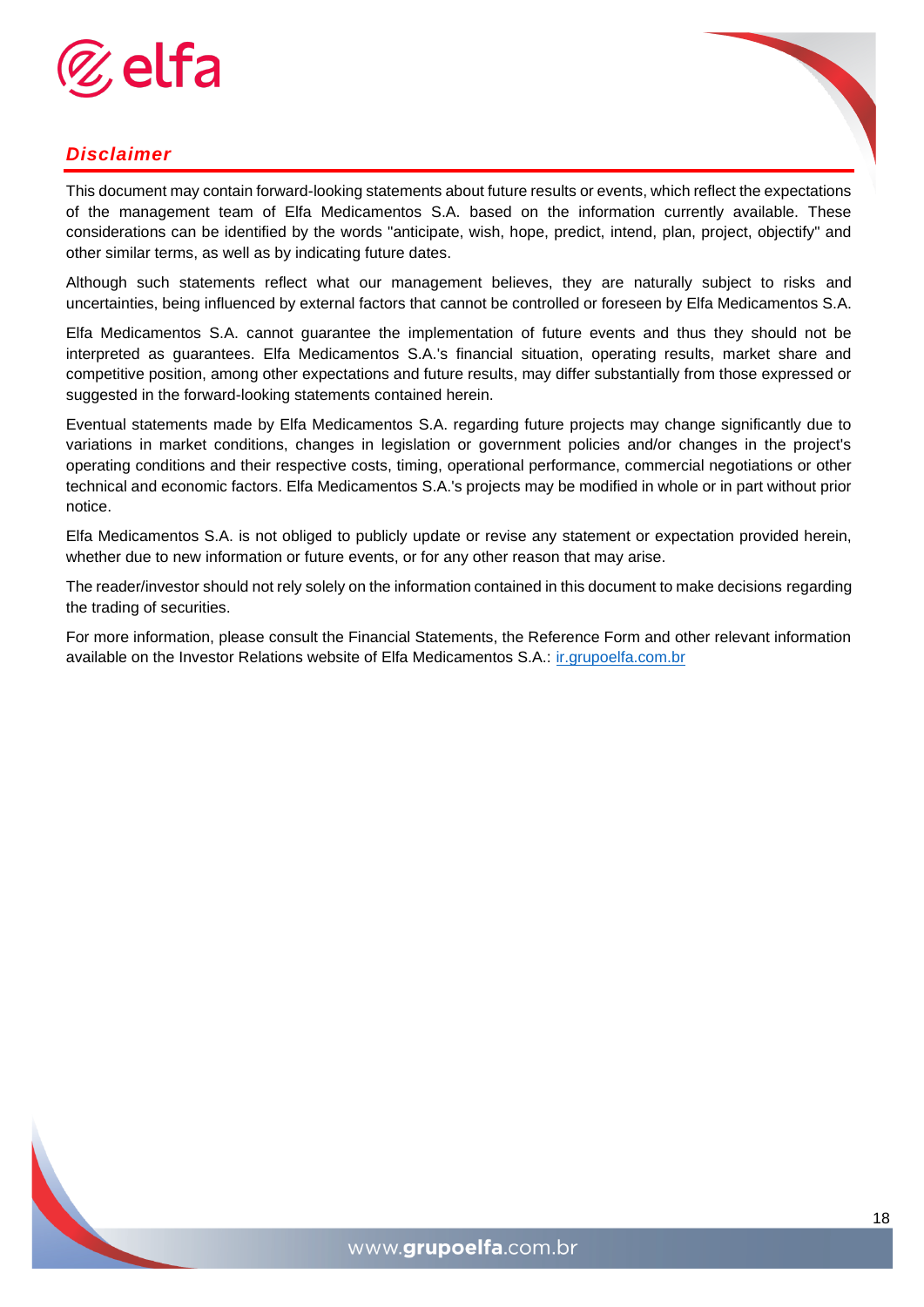## *Disclaimer*

This document may contain forward-looking statements about future results or events, which reflect the expectations of the management team of Elfa Medicamentos S.A. based on the information currently available. These considerations can be identified by the words "anticipate, wish, hope, predict, intend, plan, project, objectify" and other similar terms, as well as by indicating future dates.

Although such statements reflect what our management believes, they are naturally subject to risks and uncertainties, being influenced by external factors that cannot be controlled or foreseen by Elfa Medicamentos S.A.

Elfa Medicamentos S.A. cannot guarantee the implementation of future events and thus they should not be interpreted as guarantees. Elfa Medicamentos S.A.'s financial situation, operating results, market share and competitive position, among other expectations and future results, may differ substantially from those expressed or suggested in the forward-looking statements contained herein.

Eventual statements made by Elfa Medicamentos S.A. regarding future projects may change significantly due to variations in market conditions, changes in legislation or government policies and/or changes in the project's operating conditions and their respective costs, timing, operational performance, commercial negotiations or other technical and economic factors. Elfa Medicamentos S.A.'s projects may be modified in whole or in part without prior notice.

Elfa Medicamentos S.A. is not obliged to publicly update or revise any statement or expectation provided herein, whether due to new information or future events, or for any other reason that may arise.

The reader/investor should not rely solely on the information contained in this document to make decisions regarding the trading of securities.

For more information, please consult the Financial Statements, the Reference Form and other relevant information available on the Investor Relations website of Elfa Medicamentos S.A.: ir.grupoelfa.com.br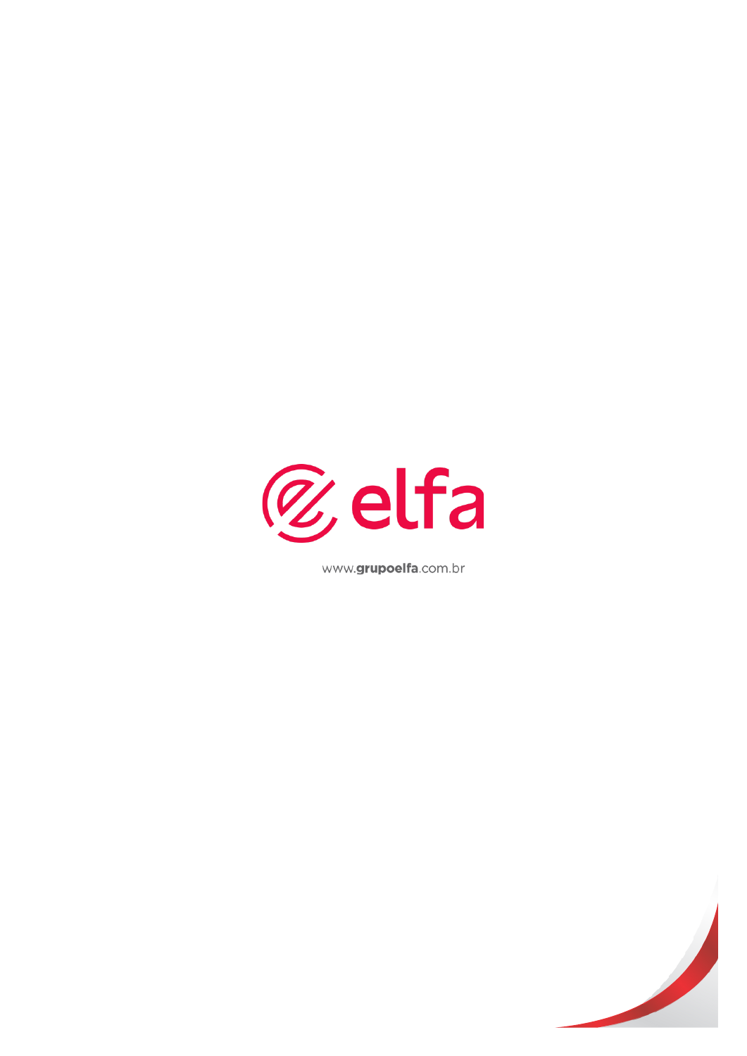elfa

www.grupoelfa.com.br